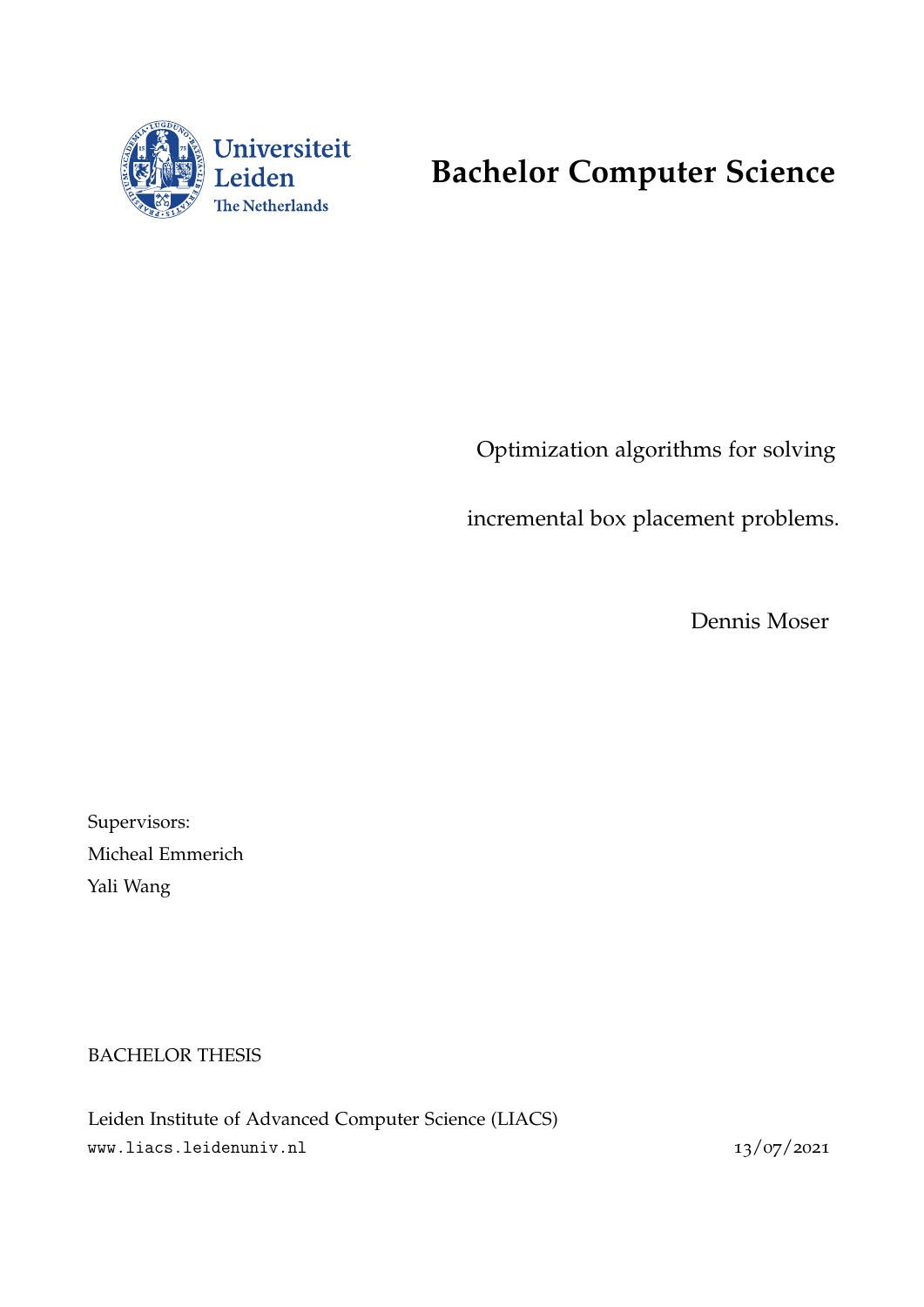Universiteit Leiden
The Netherlands

# Bachelor Computer Science

Optimization algorithms for solving

incremental box placement problems.

Dennis Moser

Supervisors:
Micheal Emmerich
Yali Wang

BACHELOR THESIS

Leiden Institute of Advanced Computer Science (LIACS)
www.liacs.leidenuniv.nl 13/07/2021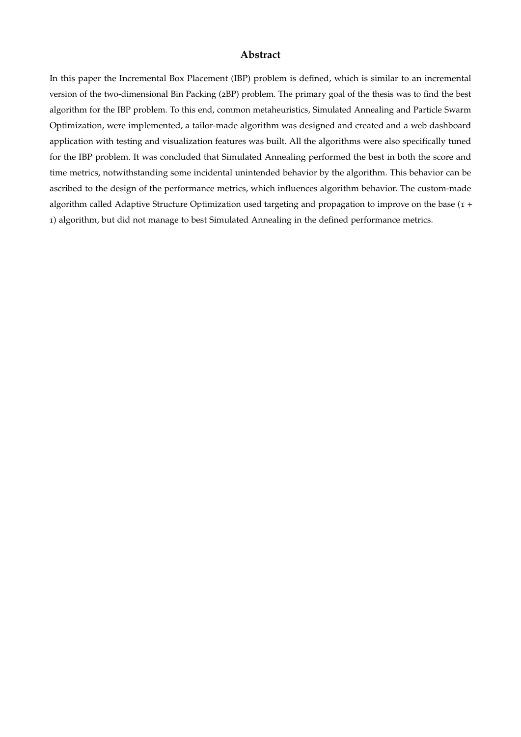# Abstract

In this paper the Incremental Box Placement (IBP) problem is defined, which is similar to an incremental version of the two-dimensional Bin Packing (2BP) problem. The primary goal of the thesis was to find the best algorithm for the IBP problem. To this end, common metaheuristics, Simulated Annealing and Particle Swarm Optimization, were implemented, a tailor-made algorithm was designed and created and a web dashboard application with testing and visualization features was built. All the algorithms were also specifically tuned for the IBP problem. It was concluded that Simulated Annealing performed the best in both the score and time metrics, notwithstanding some incidental unintended behavior by the algorithm. This behavior can be ascribed to the design of the performance metrics, which influences algorithm behavior. The custom-made algorithm called Adaptive Structure Optimization used targeting and propagation to improve on the base (1 + 1) algorithm, but did not manage to best Simulated Annealing in the defined performance metrics.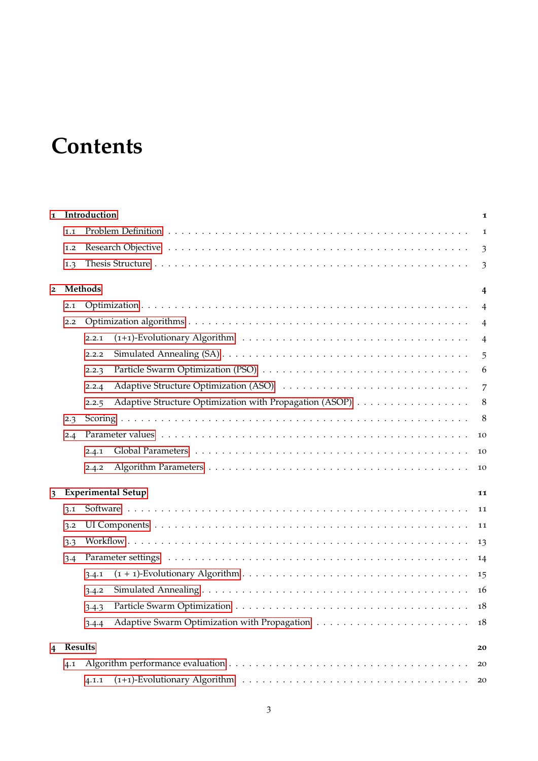# Contents

- 1 Introduction 1
  - 1.1 Problem Definition 1
  - 1.2 Research Objective 3
  - 1.3 Thesis Structure 3
- 2 Methods 4
  - 2.1 Optimization 4
  - 2.2 Optimization algorithms 4
    - 2.2.1 (1+1)-Evolutionary Algorithm 4
    - 2.2.2 Simulated Annealing (SA) 5
    - 2.2.3 Particle Swarm Optimization (PSO) 6
    - 2.2.4 Adaptive Structure Optimization (ASO) 7
    - 2.2.5 Adaptive Structure Optimization with Propagation (ASOP) 8
  - 2.3 Scoring 8
  - 2.4 Parameter values 10
    - 2.4.1 Global Parameters 10
    - 2.4.2 Algorithm Parameters 10
- 3 Experimental Setup 11
  - 3.1 Software 11
  - 3.2 UI Components 11
  - 3.3 Workflow 13
  - 3.4 Parameter settings 14
    - 3.4.1 (1 + 1)-Evolutionary Algorithm 15
    - 3.4.2 Simulated Annealing 16
    - 3.4.3 Particle Swarm Optimization 18
    - 3.4.4 Adaptive Swarm Optimization with Propagation 18
- 4 Results 20
  - 4.1 Algorithm performance evaluation 20
    - 4.1.1 (1+1)-Evolutionary Algorithm 20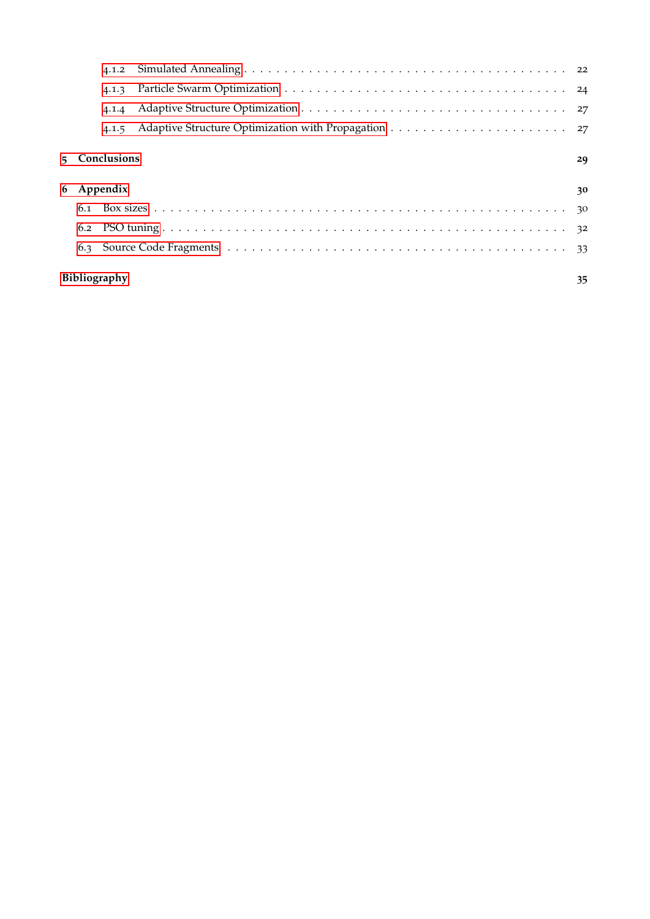4.1.2 Simulated Annealing . . . . . . . . . . . . . . . . . . . . . . . . . . . . . . . . . . . . 22
4.1.3 Particle Swarm Optimization . . . . . . . . . . . . . . . . . . . . . . . . . . . . . . . . 24
4.1.4 Adaptive Structure Optimization . . . . . . . . . . . . . . . . . . . . . . . . . . . . . . 27
4.1.5 Adaptive Structure Optimization with Propagation . . . . . . . . . . . . . . . . . . . . 27

**5 Conclusions** **29**

**6 Appendix** **30**

6.1 Box sizes . . . . . . . . . . . . . . . . . . . . . . . . . . . . . . . . . . . . . . . . . . . . 30
6.2 PSO tuning . . . . . . . . . . . . . . . . . . . . . . . . . . . . . . . . . . . . . . . . . . . 32
6.3 Source Code Fragments . . . . . . . . . . . . . . . . . . . . . . . . . . . . . . . . . . . . 33

**Bibliography** **35**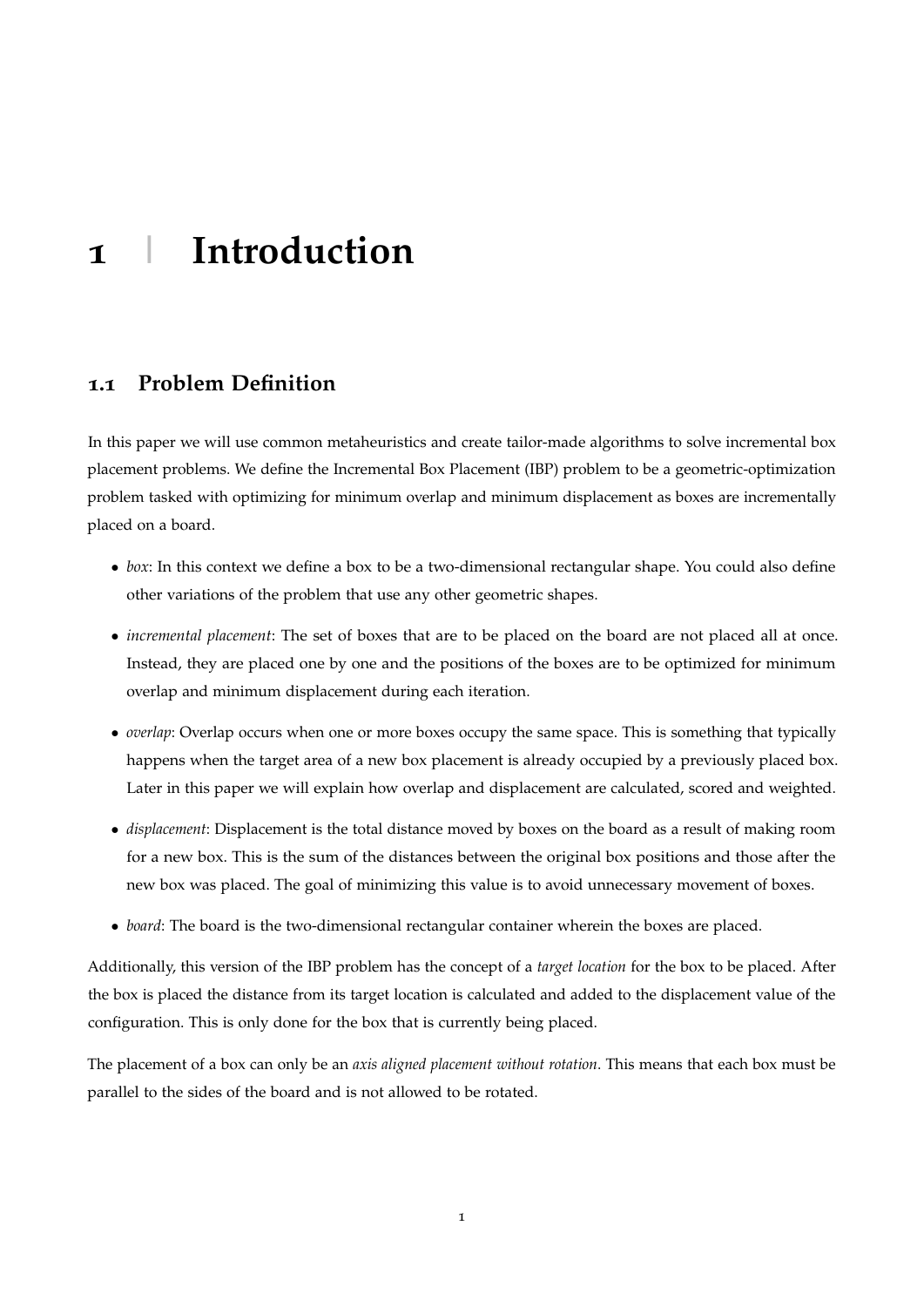# 1 | Introduction

## 1.1 Problem Definition

In this paper we will use common metaheuristics and create tailor-made algorithms to solve incremental box placement problems. We define the Incremental Box Placement (IBP) problem to be a geometric-optimization problem tasked with optimizing for minimum overlap and minimum displacement as boxes are incrementally placed on a board.

- *box*: In this context we define a box to be a two-dimensional rectangular shape. You could also define other variations of the problem that use any other geometric shapes.
- *incremental placement*: The set of boxes that are to be placed on the board are not placed all at once. Instead, they are placed one by one and the positions of the boxes are to be optimized for minimum overlap and minimum displacement during each iteration.
- *overlap*: Overlap occurs when one or more boxes occupy the same space. This is something that typically happens when the target area of a new box placement is already occupied by a previously placed box. Later in this paper we will explain how overlap and displacement are calculated, scored and weighted.
- *displacement*: Displacement is the total distance moved by boxes on the board as a result of making room for a new box. This is the sum of the distances between the original box positions and those after the new box was placed. The goal of minimizing this value is to avoid unnecessary movement of boxes.
- *board*: The board is the two-dimensional rectangular container wherein the boxes are placed.

Additionally, this version of the IBP problem has the concept of a *target location* for the box to be placed. After the box is placed the distance from its target location is calculated and added to the displacement value of the configuration. This is only done for the box that is currently being placed.

The placement of a box can only be an *axis aligned placement without rotation*. This means that each box must be parallel to the sides of the board and is not allowed to be rotated.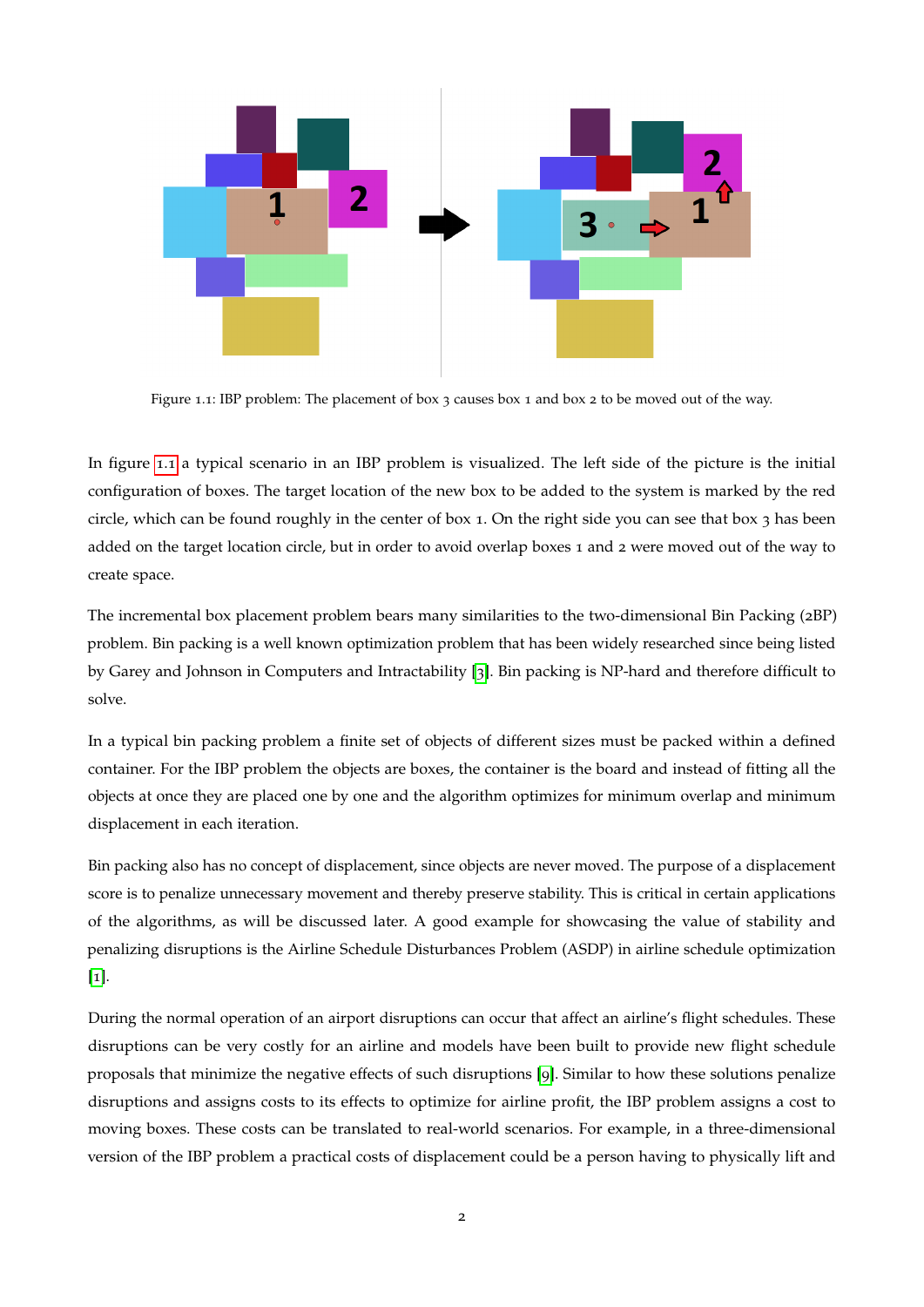Figure 1.1: IBP problem: The placement of box 3 causes box 1 and box 2 to be moved out of the way.

In figure 1.1 a typical scenario in an IBP problem is visualized. The left side of the picture is the initial configuration of boxes. The target location of the new box to be added to the system is marked by the red circle, which can be found roughly in the center of box 1. On the right side you can see that box 3 has been added on the target location circle, but in order to avoid overlap boxes 1 and 2 were moved out of the way to create space.

The incremental box placement problem bears many similarities to the two-dimensional Bin Packing (2BP) problem. Bin packing is a well known optimization problem that has been widely researched since being listed by Garey and Johnson in Computers and Intractability [3]. Bin packing is NP-hard and therefore difficult to solve.

In a typical bin packing problem a finite set of objects of different sizes must be packed within a defined container. For the IBP problem the objects are boxes, the container is the board and instead of fitting all the objects at once they are placed one by one and the algorithm optimizes for minimum overlap and minimum displacement in each iteration.

Bin packing also has no concept of displacement, since objects are never moved. The purpose of a displacement score is to penalize unnecessary movement and thereby preserve stability. This is critical in certain applications of the algorithms, as will be discussed later. A good example for showcasing the value of stability and penalizing disruptions is the Airline Schedule Disturbances Problem (ASDP) in airline schedule optimization [1].

During the normal operation of an airport disruptions can occur that affect an airline's flight schedules. These disruptions can be very costly for an airline and models have been built to provide new flight schedule proposals that minimize the negative effects of such disruptions [9]. Similar to how these solutions penalize disruptions and assigns costs to its effects to optimize for airline profit, the IBP problem assigns a cost to moving boxes. These costs can be translated to real-world scenarios. For example, in a three-dimensional version of the IBP problem a practical costs of displacement could be a person having to physically lift and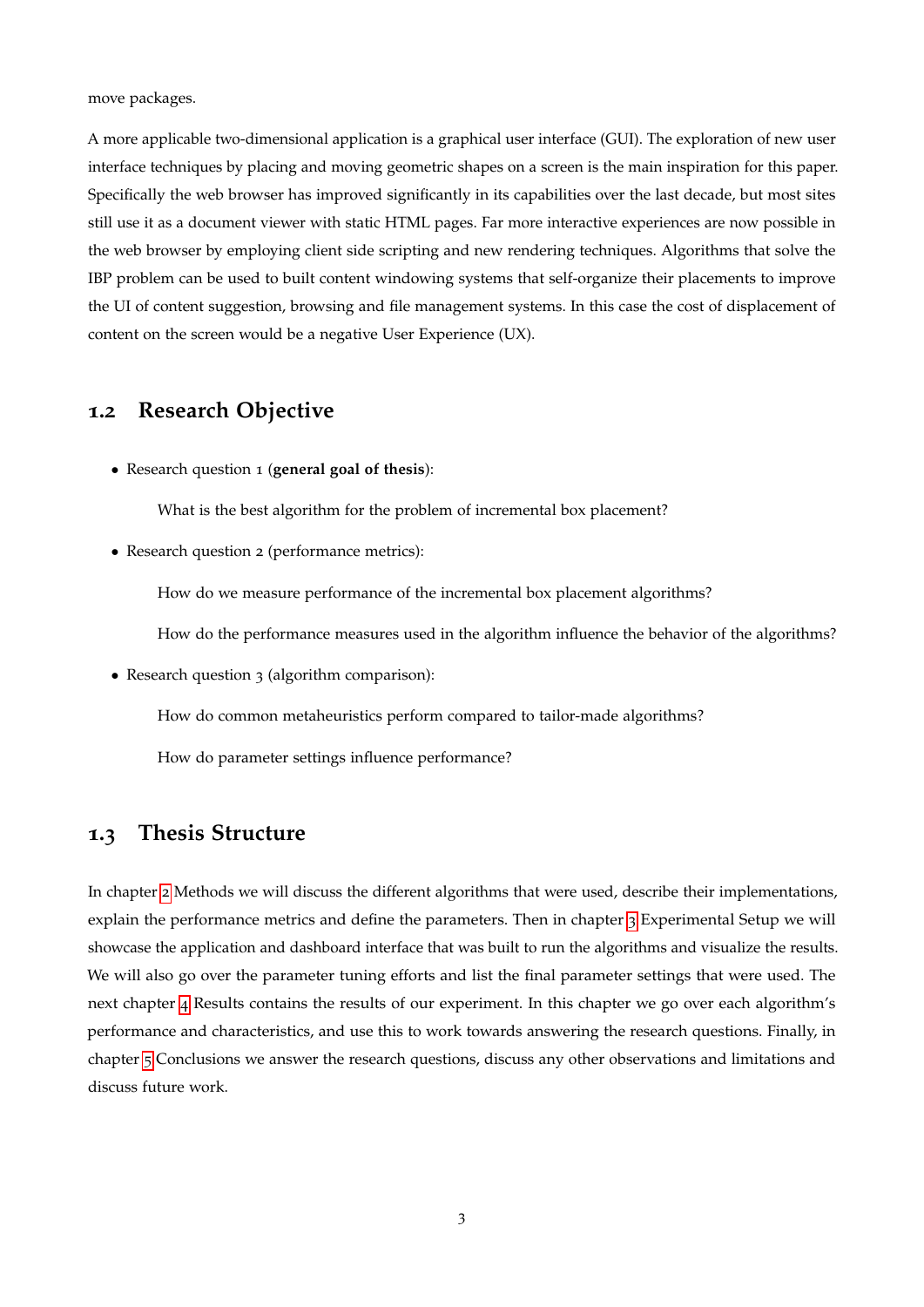move packages.

A more applicable two-dimensional application is a graphical user interface (GUI). The exploration of new user interface techniques by placing and moving geometric shapes on a screen is the main inspiration for this paper. Specifically the web browser has improved significantly in its capabilities over the last decade, but most sites still use it as a document viewer with static HTML pages. Far more interactive experiences are now possible in the web browser by employing client side scripting and new rendering techniques. Algorithms that solve the IBP problem can be used to built content windowing systems that self-organize their placements to improve the UI of content suggestion, browsing and file management systems. In this case the cost of displacement of content on the screen would be a negative User Experience (UX).

## 1.2 Research Objective

- Research question 1 (**general goal of thesis**):

  What is the best algorithm for the problem of incremental box placement?

- Research question 2 (performance metrics):

  How do we measure performance of the incremental box placement algorithms?

  How do the performance measures used in the algorithm influence the behavior of the algorithms?

- Research question 3 (algorithm comparison):

  How do common metaheuristics perform compared to tailor-made algorithms?

  How do parameter settings influence performance?

## 1.3 Thesis Structure

In chapter 2 Methods we will discuss the different algorithms that were used, describe their implementations, explain the performance metrics and define the parameters. Then in chapter 3 Experimental Setup we will showcase the application and dashboard interface that was built to run the algorithms and visualize the results. We will also go over the parameter tuning efforts and list the final parameter settings that were used. The next chapter 4 Results contains the results of our experiment. In this chapter we go over each algorithm's performance and characteristics, and use this to work towards answering the research questions. Finally, in chapter 5 Conclusions we answer the research questions, discuss any other observations and limitations and discuss future work.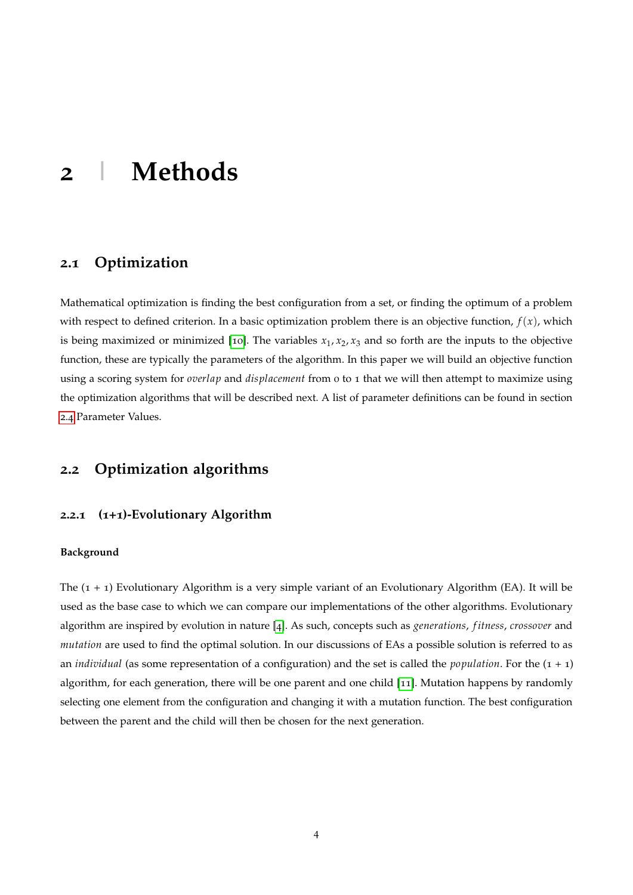# 2 | Methods

## 2.1 Optimization

Mathematical optimization is finding the best configuration from a set, or finding the optimum of a problem with respect to defined criterion. In a basic optimization problem there is an objective function, $f(x)$, which is being maximized or minimized [10]. The variables $x_1, x_2, x_3$ and so forth are the inputs to the objective function, these are typically the parameters of the algorithm. In this paper we will build an objective function using a scoring system for *overlap* and *displacement* from 0 to 1 that we will then attempt to maximize using the optimization algorithms that will be described next. A list of parameter definitions can be found in section 2.4 Parameter Values.

## 2.2 Optimization algorithms

### 2.2.1 (1+1)-Evolutionary Algorithm

#### Background

The (1 + 1) Evolutionary Algorithm is a very simple variant of an Evolutionary Algorithm (EA). It will be used as the base case to which we can compare our implementations of the other algorithms. Evolutionary algorithm are inspired by evolution in nature [4]. As such, concepts such as *generations*, *fitness*, *crossover* and *mutation* are used to find the optimal solution. In our discussions of EAs a possible solution is referred to as an *individual* (as some representation of a configuration) and the set is called the *population*. For the (1 + 1) algorithm, for each generation, there will be one parent and one child [11]. Mutation happens by randomly selecting one element from the configuration and changing it with a mutation function. The best configuration between the parent and the child will then be chosen for the next generation.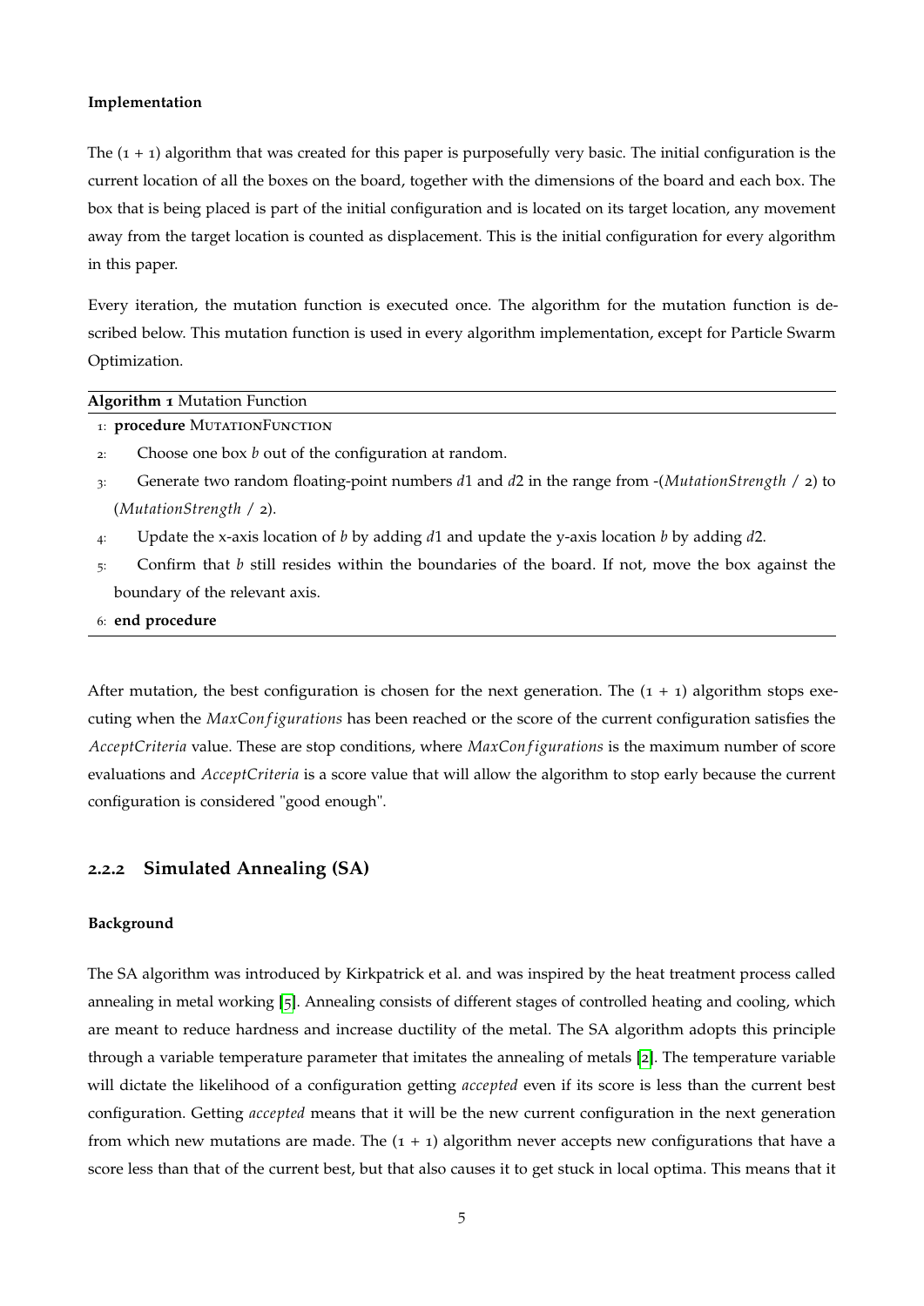**Implementation**

The (1 + 1) algorithm that was created for this paper is purposefully very basic. The initial configuration is the current location of all the boxes on the board, together with the dimensions of the board and each box. The box that is being placed is part of the initial configuration and is located on its target location, any movement away from the target location is counted as displacement. This is the initial configuration for every algorithm in this paper.

Every iteration, the mutation function is executed once. The algorithm for the mutation function is described below. This mutation function is used in every algorithm implementation, except for Particle Swarm Optimization.

**Algorithm 1** Mutation Function

1: **procedure** MUTATIONFUNCTION
2: Choose one box $b$ out of the configuration at random.
3: Generate two random floating-point numbers $d1$ and $d2$ in the range from -(*MutationStrength* / 2) to (*MutationStrength* / 2).
4: Update the x-axis location of $b$ by adding $d1$ and update the y-axis location $b$ by adding $d2$.
5: Confirm that $b$ still resides within the boundaries of the board. If not, move the box against the boundary of the relevant axis.
6: **end procedure**

After mutation, the best configuration is chosen for the next generation. The (1 + 1) algorithm stops executing when the *MaxConfigurations* has been reached or the score of the current configuration satisfies the *AcceptCriteria* value. These are stop conditions, where *MaxConfigurations* is the maximum number of score evaluations and *AcceptCriteria* is a score value that will allow the algorithm to stop early because the current configuration is considered "good enough".

### 2.2.2 Simulated Annealing (SA)

**Background**

The SA algorithm was introduced by Kirkpatrick et al. and was inspired by the heat treatment process called annealing in metal working [5]. Annealing consists of different stages of controlled heating and cooling, which are meant to reduce hardness and increase ductility of the metal. The SA algorithm adopts this principle through a variable temperature parameter that imitates the annealing of metals [2]. The temperature variable will dictate the likelihood of a configuration getting *accepted* even if its score is less than the current best configuration. Getting *accepted* means that it will be the new current configuration in the next generation from which new mutations are made. The (1 + 1) algorithm never accepts new configurations that have a score less than that of the current best, but that also causes it to get stuck in local optima. This means that it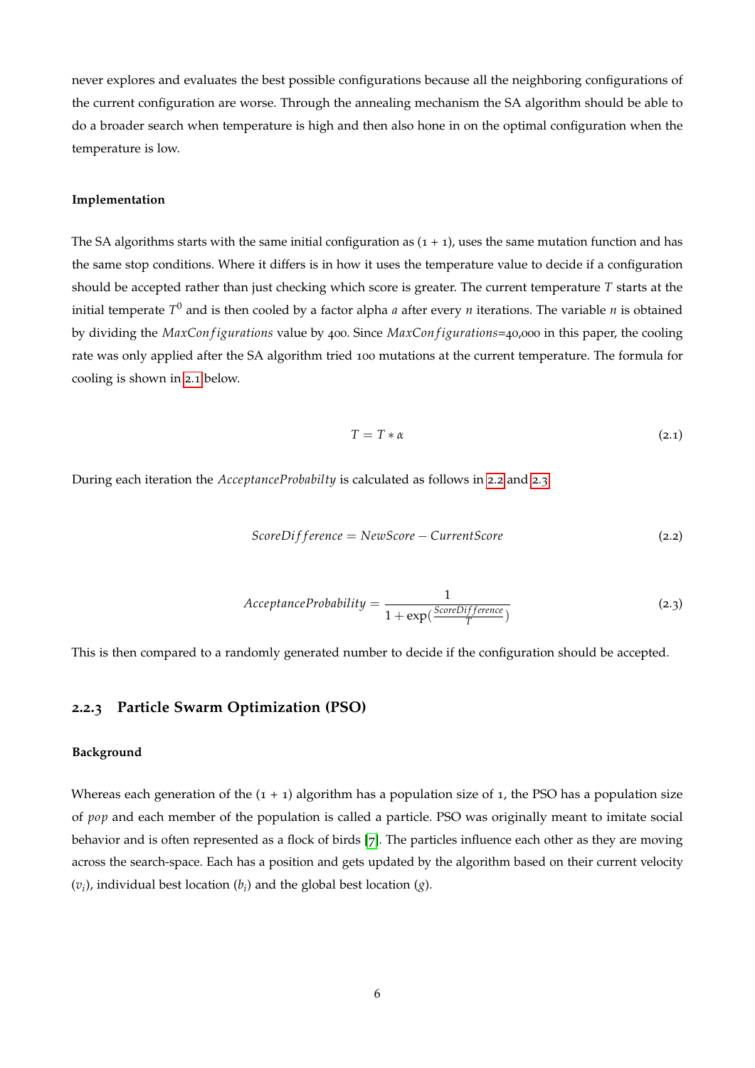never explores and evaluates the best possible configurations because all the neighboring configurations of the current configuration are worse. Through the annealing mechanism the SA algorithm should be able to do a broader search when temperature is high and then also hone in on the optimal configuration when the temperature is low.

#### Implementation

The SA algorithms starts with the same initial configuration as (1 + 1), uses the same mutation function and has the same stop conditions. Where it differs is in how it uses the temperature value to decide if a configuration should be accepted rather than just checking which score is greater. The current temperature $T$ starts at the initial temperate $T^0$ and is then cooled by a factor alpha $a$ after every $n$ iterations. The variable $n$ is obtained by dividing the $MaxConfigurations$ value by 400. Since $MaxConfigurations$=40,000 in this paper, the cooling rate was only applied after the SA algorithm tried 100 mutations at the current temperature. The formula for cooling is shown in 2.1 below.

$$T = T * \alpha \tag{2.1}$$

During each iteration the $AcceptanceProbabilty$ is calculated as follows in 2.2 and 2.3

$$ScoreDifference = NewScore - CurrentScore \tag{2.2}$$

$$AcceptanceProbability = \frac{1}{1 + \exp(\frac{ScoreDifference}{T})} \tag{2.3}$$

This is then compared to a randomly generated number to decide if the configuration should be accepted.

### 2.2.3 Particle Swarm Optimization (PSO)

#### Background

Whereas each generation of the (1 + 1) algorithm has a population size of 1, the PSO has a population size of $pop$ and each member of the population is called a particle. PSO was originally meant to imitate social behavior and is often represented as a flock of birds [7]. The particles influence each other as they are moving across the search-space. Each has a position and gets updated by the algorithm based on their current velocity ($v_i$), individual best location ($b_i$) and the global best location ($g$).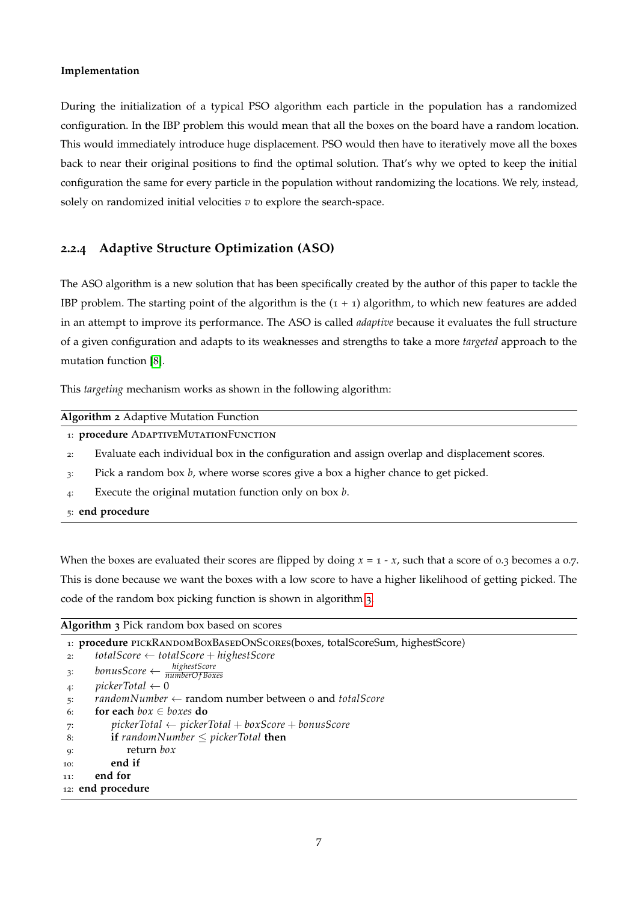**Implementation**

During the initialization of a typical PSO algorithm each particle in the population has a randomized configuration. In the IBP problem this would mean that all the boxes on the board have a random location. This would immediately introduce huge displacement. PSO would then have to iteratively move all the boxes back to near their original positions to find the optimal solution. That's why we opted to keep the initial configuration the same for every particle in the population without randomizing the locations. We rely, instead, solely on randomized initial velocities $v$ to explore the search-space.

### 2.2.4 Adaptive Structure Optimization (ASO)

The ASO algorithm is a new solution that has been specifically created by the author of this paper to tackle the IBP problem. The starting point of the algorithm is the (1 + 1) algorithm, to which new features are added in an attempt to improve its performance. The ASO is called *adaptive* because it evaluates the full structure of a given configuration and adapts to its weaknesses and strengths to take a more *targeted* approach to the mutation function [8].

This *targeting* mechanism works as shown in the following algorithm:

**Algorithm 2** Adaptive Mutation Function

```
1: procedure ADAPTIVEMUTATIONFUNCTION
2:     Evaluate each individual box in the configuration and assign overlap and displacement scores.
3:     Pick a random box b, where worse scores give a box a higher chance to get picked.
4:     Execute the original mutation function only on box b.
5: end procedure
```

When the boxes are evaluated their scores are flipped by doing $x = 1 - x$, such that a score of 0.3 becomes a 0.7. This is done because we want the boxes with a low score to have a higher likelihood of getting picked. The code of the random box picking function is shown in algorithm 3.

**Algorithm 3** Pick random box based on scores

```
1: procedure PICKRANDOMBOXBASEDONSCORES(boxes, totalScoreSum, highestScore)
2:     totalScore ← totalScore + highestScore
3:     bonusScore ← highestScore / numberOfBoxes
4:     pickerTotal ← 0
5:     randomNumber ← random number between 0 and totalScore
6:     for each box ∈ boxes do
7:         pickerTotal ← pickerTotal + boxScore + bonusScore
8:         if randomNumber ≤ pickerTotal then
9:             return box
10:        end if
11:    end for
12: end procedure
```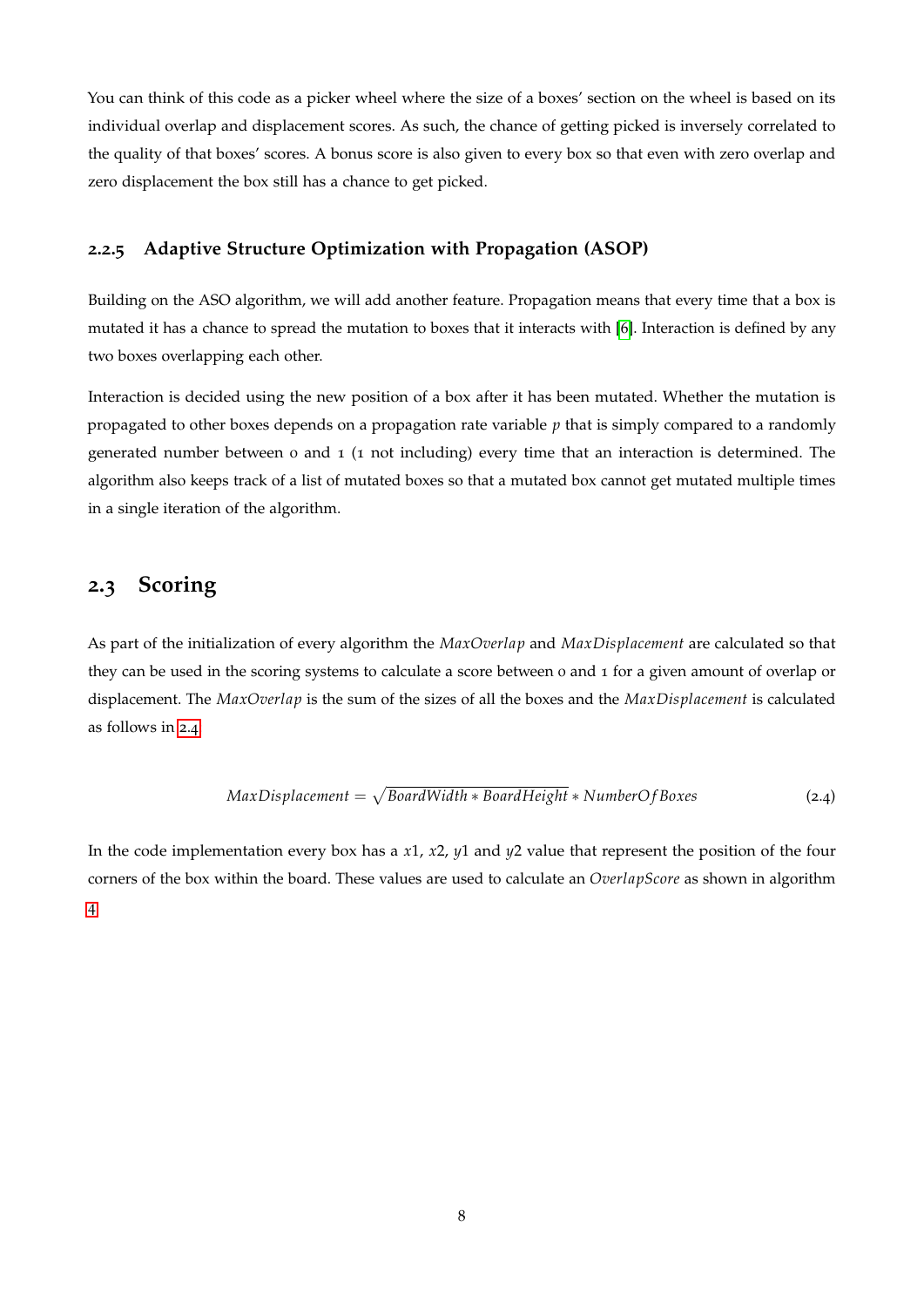You can think of this code as a picker wheel where the size of a boxes' section on the wheel is based on its individual overlap and displacement scores. As such, the chance of getting picked is inversely correlated to the quality of that boxes' scores. A bonus score is also given to every box so that even with zero overlap and zero displacement the box still has a chance to get picked.

### 2.2.5 Adaptive Structure Optimization with Propagation (ASOP)

Building on the ASO algorithm, we will add another feature. Propagation means that every time that a box is mutated it has a chance to spread the mutation to boxes that it interacts with [6]. Interaction is defined by any two boxes overlapping each other.

Interaction is decided using the new position of a box after it has been mutated. Whether the mutation is propagated to other boxes depends on a propagation rate variable $p$ that is simply compared to a randomly generated number between 0 and 1 (1 not including) every time that an interaction is determined. The algorithm also keeps track of a list of mutated boxes so that a mutated box cannot get mutated multiple times in a single iteration of the algorithm.

## 2.3 Scoring

As part of the initialization of every algorithm the $MaxOverlap$ and $MaxDisplacement$ are calculated so that they can be used in the scoring systems to calculate a score between 0 and 1 for a given amount of overlap or displacement. The $MaxOverlap$ is the sum of the sizes of all the boxes and the $MaxDisplacement$ is calculated as follows in 2.4

$$MaxDisplacement = \sqrt{BoardWidth * BoardHeight} * NumberOfBoxes \tag{2.4}$$

In the code implementation every box has a $x1$, $x2$, $y1$ and $y2$ value that represent the position of the four corners of the box within the board. These values are used to calculate an $OverlapScore$ as shown in algorithm 4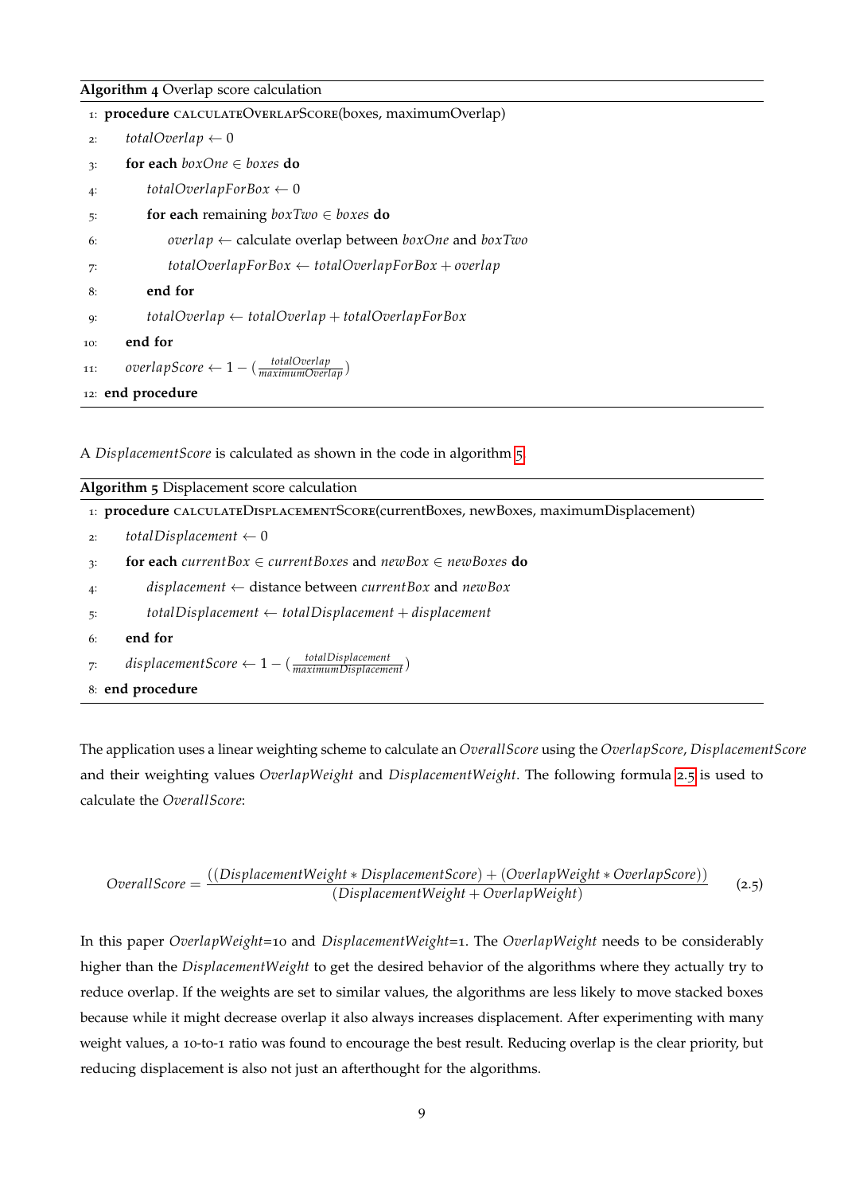**Algorithm 4** Overlap score calculation

```
1: procedure CALCULATEOVERLAPSCORE(boxes, maximumOverlap)
2:     totalOverlap ← 0
3:     for each boxOne ∈ boxes do
4:         totalOverlapForBox ← 0
5:         for each remaining boxTwo ∈ boxes do
6:             overlap ← calculate overlap between boxOne and boxTwo
7:             totalOverlapForBox ← totalOverlapForBox + overlap
8:         end for
9:         totalOverlap ← totalOverlap + totalOverlapForBox
10:    end for
11:    overlapScore ← 1 − (totalOverlap / maximumOverlap)
12: end procedure
```

A *DisplacementScore* is calculated as shown in the code in algorithm 5.

**Algorithm 5** Displacement score calculation

```
1: procedure CALCULATEDISPLACEMENTSCORE(currentBoxes, newBoxes, maximumDisplacement)
2:     totalDisplacement ← 0
3:     for each currentBox ∈ currentBoxes and newBox ∈ newBoxes do
4:         displacement ← distance between currentBox and newBox
5:         totalDisplacement ← totalDisplacement + displacement
6:     end for
7:     displacementScore ← 1 − (totalDisplacement / maximumDisplacement)
8: end procedure
```

The application uses a linear weighting scheme to calculate an *OverallScore* using the *OverlapScore*, *DisplacementScore* and their weighting values *OverlapWeight* and *DisplacementWeight*. The following formula 2.5 is used to calculate the *OverallScore*:

$$OverallScore = \frac{((DisplacementWeight * DisplacementScore) + (OverlapWeight * OverlapScore))}{(DisplacementWeight + OverlapWeight)} \tag{2.5}$$

In this paper *OverlapWeight*=10 and *DisplacementWeight*=1. The *OverlapWeight* needs to be considerably higher than the *DisplacementWeight* to get the desired behavior of the algorithms where they actually try to reduce overlap. If the weights are set to similar values, the algorithms are less likely to move stacked boxes because while it might decrease overlap it also always increases displacement. After experimenting with many weight values, a 10-to-1 ratio was found to encourage the best result. Reducing overlap is the clear priority, but reducing displacement is also not just an afterthought for the algorithms.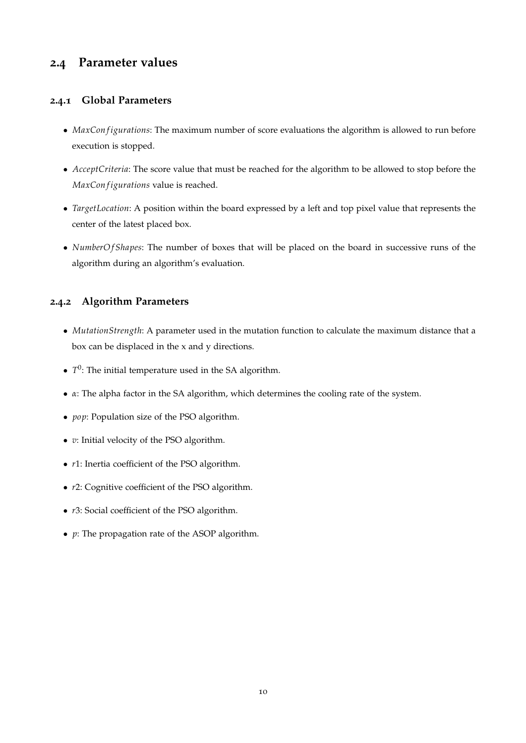## 2.4 Parameter values

### 2.4.1 Global Parameters

- $MaxConfigurations$: The maximum number of score evaluations the algorithm is allowed to run before execution is stopped.
- *AcceptCriteria*: The score value that must be reached for the algorithm to be allowed to stop before the $MaxConfigurations$ value is reached.
- *TargetLocation*: A position within the board expressed by a left and top pixel value that represents the center of the latest placed box.
- $NumberOfShapes$: The number of boxes that will be placed on the board in successive runs of the algorithm during an algorithm's evaluation.

### 2.4.2 Algorithm Parameters

- *MutationStrength*: A parameter used in the mutation function to calculate the maximum distance that a box can be displaced in the x and y directions.
- $T^0$: The initial temperature used in the SA algorithm.
- $\alpha$: The alpha factor in the SA algorithm, which determines the cooling rate of the system.
- $pop$: Population size of the PSO algorithm.
- $v$: Initial velocity of the PSO algorithm.
- $r1$: Inertia coefficient of the PSO algorithm.
- $r2$: Cognitive coefficient of the PSO algorithm.
- $r3$: Social coefficient of the PSO algorithm.
- $p$: The propagation rate of the ASOP algorithm.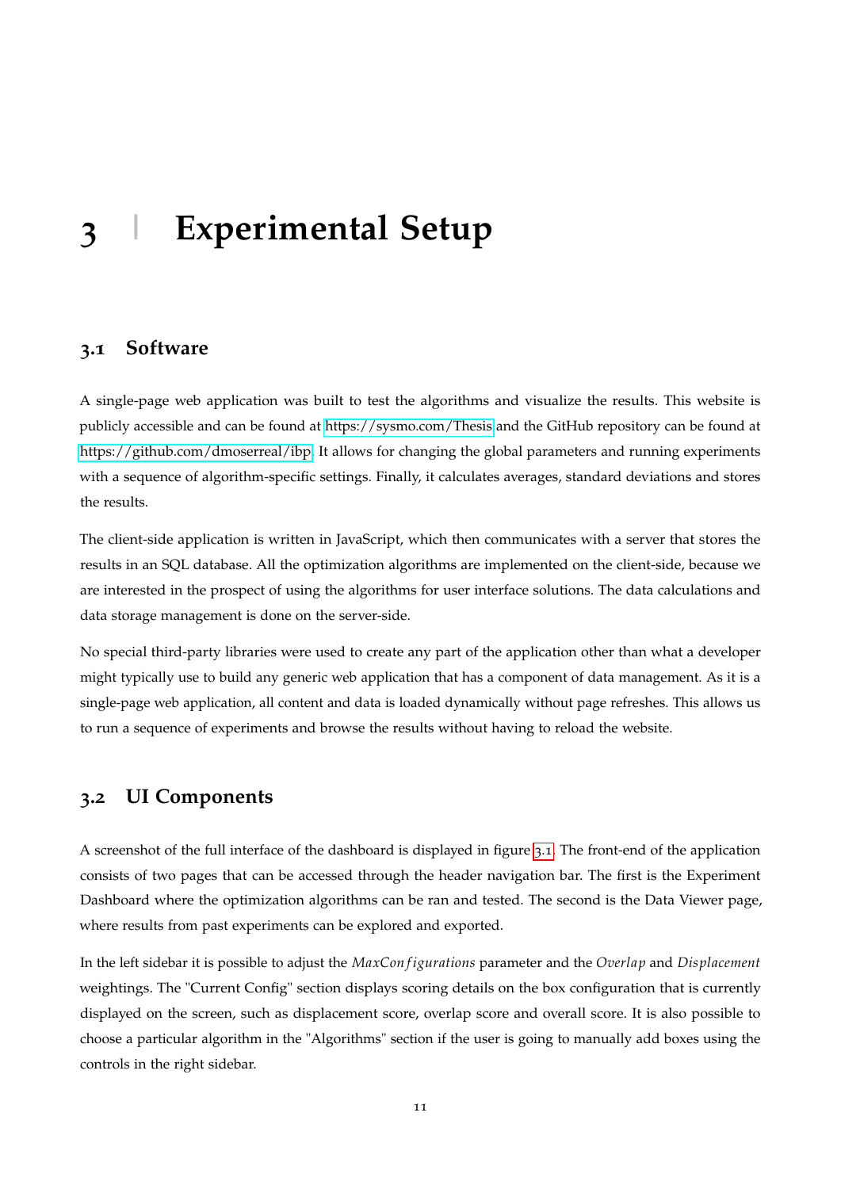# 3 | Experimental Setup

## 3.1 Software

A single-page web application was built to test the algorithms and visualize the results. This website is publicly accessible and can be found at https://sysmo.com/Thesis and the GitHub repository can be found at https://github.com/dmoserreal/ibp. It allows for changing the global parameters and running experiments with a sequence of algorithm-specific settings. Finally, it calculates averages, standard deviations and stores the results.

The client-side application is written in JavaScript, which then communicates with a server that stores the results in an SQL database. All the optimization algorithms are implemented on the client-side, because we are interested in the prospect of using the algorithms for user interface solutions. The data calculations and data storage management is done on the server-side.

No special third-party libraries were used to create any part of the application other than what a developer might typically use to build any generic web application that has a component of data management. As it is a single-page web application, all content and data is loaded dynamically without page refreshes. This allows us to run a sequence of experiments and browse the results without having to reload the website.

## 3.2 UI Components

A screenshot of the full interface of the dashboard is displayed in figure 3.1. The front-end of the application consists of two pages that can be accessed through the header navigation bar. The first is the Experiment Dashboard where the optimization algorithms can be ran and tested. The second is the Data Viewer page, where results from past experiments can be explored and exported.

In the left sidebar it is possible to adjust the $MaxConfigurations$ parameter and the $Overlap$ and $Displacement$ weightings. The "Current Config" section displays scoring details on the box configuration that is currently displayed on the screen, such as displacement score, overlap score and overall score. It is also possible to choose a particular algorithm in the "Algorithms" section if the user is going to manually add boxes using the controls in the right sidebar.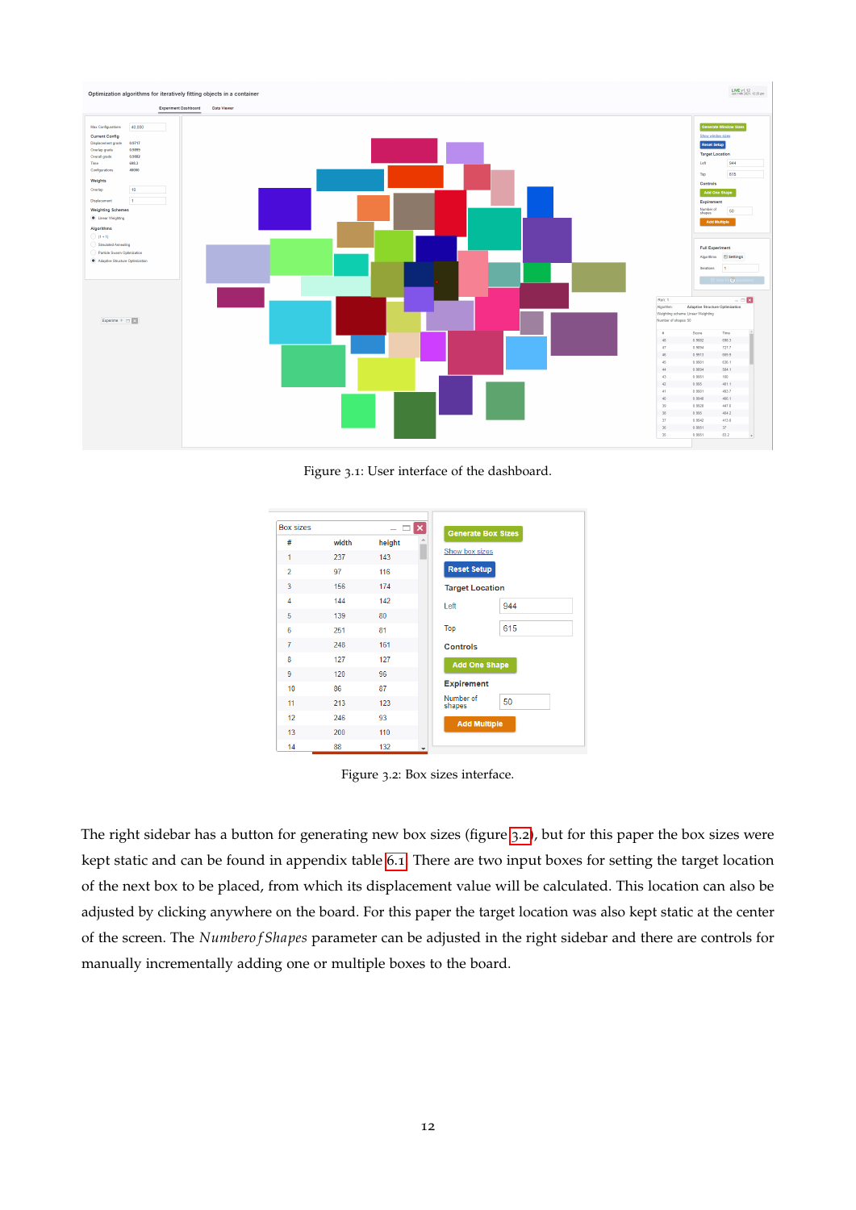Figure 3.1: User interface of the dashboard.

Figure 3.2: Box sizes interface.

The right sidebar has a button for generating new box sizes (figure 3.2), but for this paper the box sizes were kept static and can be found in appendix table 6.1. There are two input boxes for setting the target location of the next box to be placed, from which its displacement value will be calculated. This location can also be adjusted by clicking anywhere on the board. For this paper the target location was also kept static at the center of the screen. The $NumberofShapes$ parameter can be adjusted in the right sidebar and there are controls for manually incrementally adding one or multiple boxes to the board.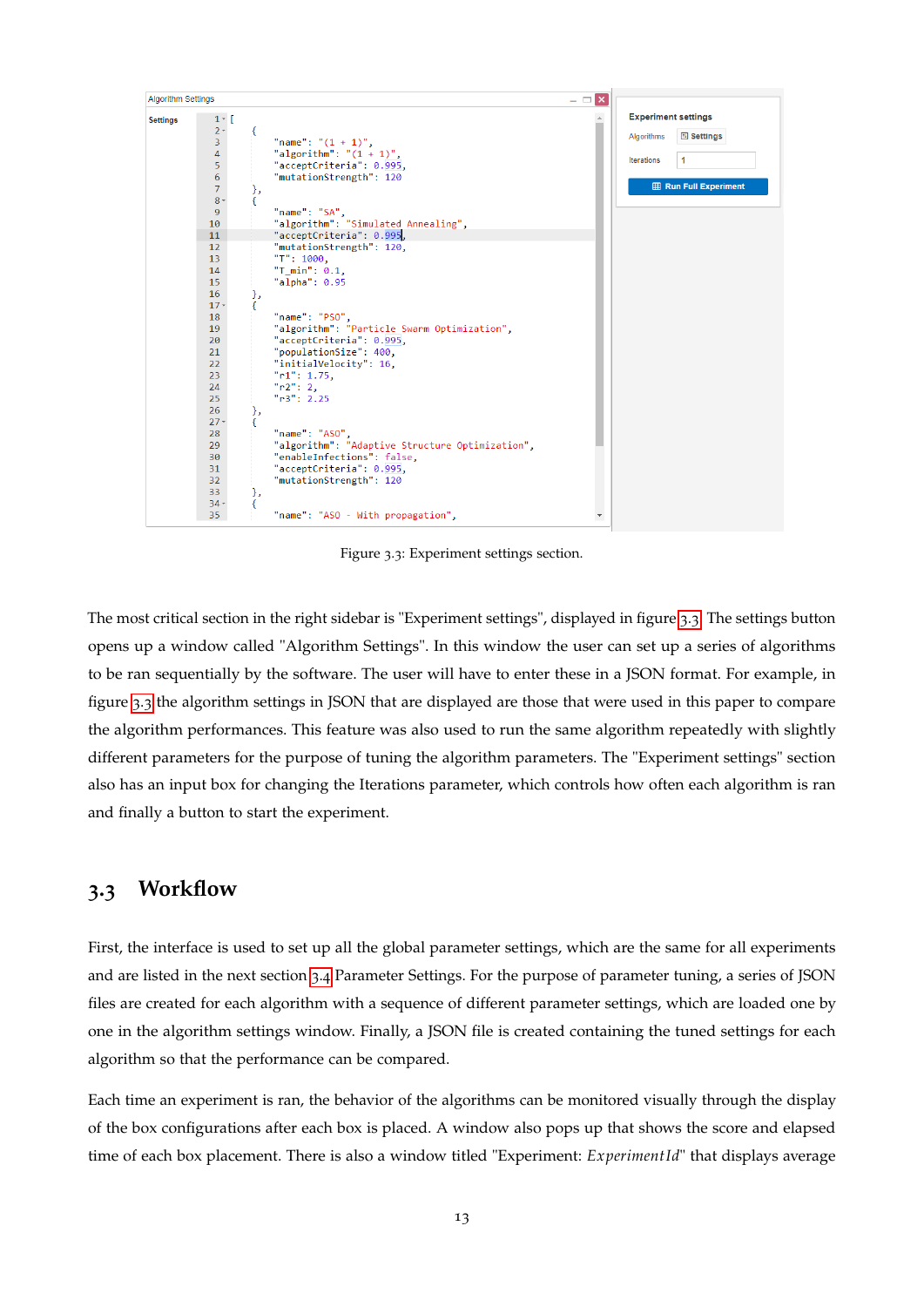Figure 3.3: Experiment settings section.

The most critical section in the right sidebar is "Experiment settings", displayed in figure 3.3. The settings button opens up a window called "Algorithm Settings". In this window the user can set up a series of algorithms to be ran sequentially by the software. The user will have to enter these in a JSON format. For example, in figure 3.3 the algorithm settings in JSON that are displayed are those that were used in this paper to compare the algorithm performances. This feature was also used to run the same algorithm repeatedly with slightly different parameters for the purpose of tuning the algorithm parameters. The "Experiment settings" section also has an input box for changing the Iterations parameter, which controls how often each algorithm is ran and finally a button to start the experiment.

## 3.3 Workflow

First, the interface is used to set up all the global parameter settings, which are the same for all experiments and are listed in the next section 3.4 Parameter Settings. For the purpose of parameter tuning, a series of JSON files are created for each algorithm with a sequence of different parameter settings, which are loaded one by one in the algorithm settings window. Finally, a JSON file is created containing the tuned settings for each algorithm so that the performance can be compared.

Each time an experiment is ran, the behavior of the algorithms can be monitored visually through the display of the box configurations after each box is placed. A window also pops up that shows the score and elapsed time of each box placement. There is also a window titled "Experiment: *ExperimentId*" that displays average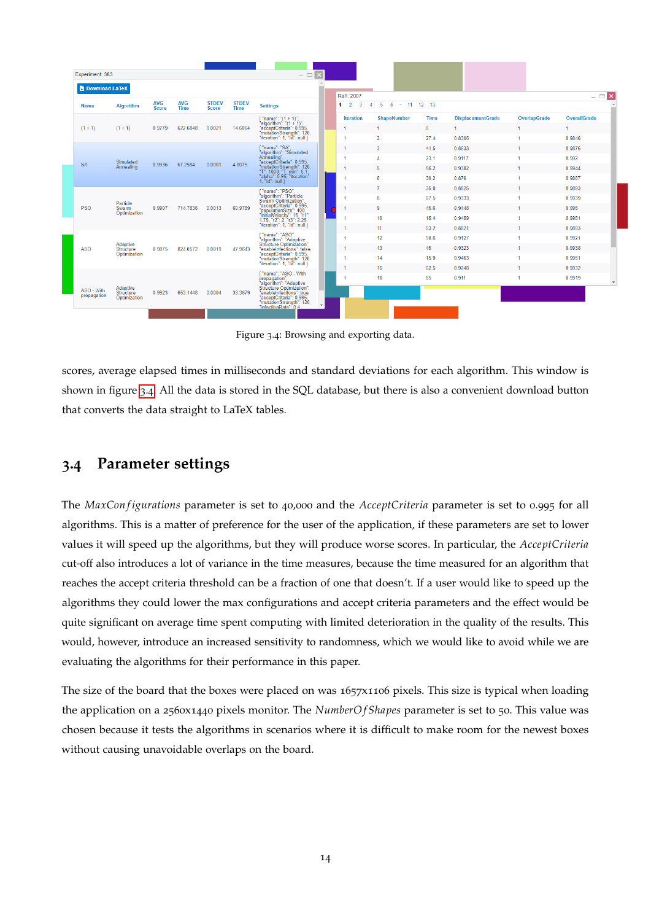Figure 3.4: Browsing and exporting data.

scores, average elapsed times in milliseconds and standard deviations for each algorithm. This window is shown in figure 3.4. All the data is stored in the SQL database, but there is also a convenient download button that converts the data straight to LaTeX tables.

## 3.4 Parameter settings

The *MaxConfigurations* parameter is set to 40,000 and the *AcceptCriteria* parameter is set to 0.995 for all algorithms. This is a matter of preference for the user of the application, if these parameters are set to lower values it will speed up the algorithms, but they will produce worse scores. In particular, the *AcceptCriteria* cut-off also introduces a lot of variance in the time measures, because the time measured for an algorithm that reaches the accept criteria threshold can be a fraction of one that doesn't. If a user would like to speed up the algorithms they could lower the max configurations and accept criteria parameters and the effect would be quite significant on average time spent computing with limited deterioration in the quality of the results. This would, however, introduce an increased sensitivity to randomness, which we would like to avoid while we are evaluating the algorithms for their performance in this paper.

The size of the board that the boxes were placed on was 1657x1106 pixels. This size is typical when loading the application on a 2560x1440 pixels monitor. The *NumberOfShapes* parameter is set to 50. This value was chosen because it tests the algorithms in scenarios where it is difficult to make room for the newest boxes without causing unavoidable overlaps on the board.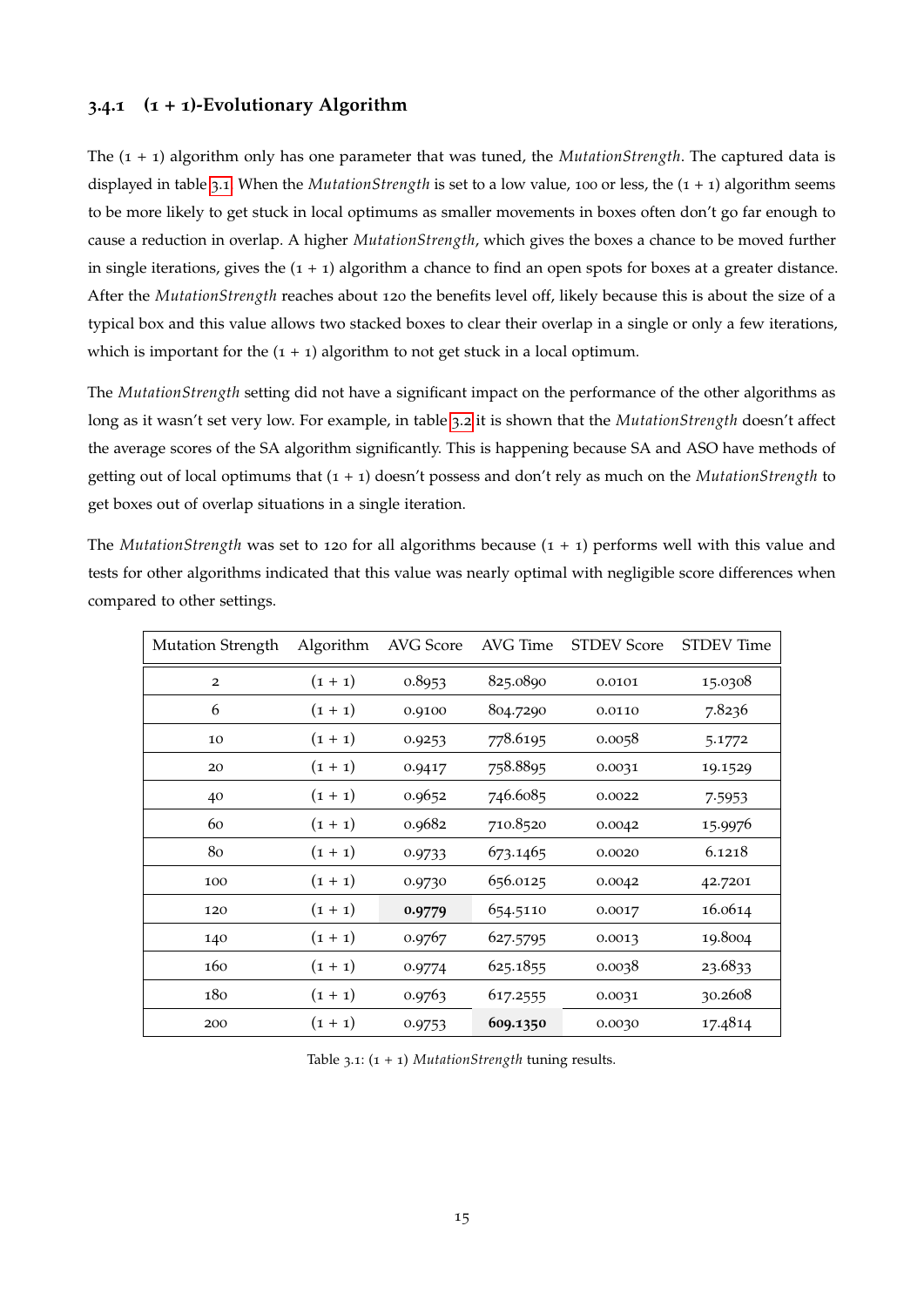### 3.4.1 (1 + 1)-Evolutionary Algorithm

The (1 + 1) algorithm only has one parameter that was tuned, the *MutationStrength*. The captured data is displayed in table 3.1. When the *MutationStrength* is set to a low value, 100 or less, the (1 + 1) algorithm seems to be more likely to get stuck in local optimums as smaller movements in boxes often don't go far enough to cause a reduction in overlap. A higher *MutationStrength*, which gives the boxes a chance to be moved further in single iterations, gives the (1 + 1) algorithm a chance to find an open spots for boxes at a greater distance. After the *MutationStrength* reaches about 120 the benefits level off, likely because this is about the size of a typical box and this value allows two stacked boxes to clear their overlap in a single or only a few iterations, which is important for the (1 + 1) algorithm to not get stuck in a local optimum.

The *MutationStrength* setting did not have a significant impact on the performance of the other algorithms as long as it wasn't set very low. For example, in table 3.2 it is shown that the *MutationStrength* doesn't affect the average scores of the SA algorithm significantly. This is happening because SA and ASO have methods of getting out of local optimums that (1 + 1) doesn't possess and don't rely as much on the *MutationStrength* to get boxes out of overlap situations in a single iteration.

The *MutationStrength* was set to 120 for all algorithms because (1 + 1) performs well with this value and tests for other algorithms indicated that this value was nearly optimal with negligible score differences when compared to other settings.

| Mutation Strength | Algorithm | AVG Score | AVG Time | STDEV Score | STDEV Time |
|---|---|---|---|---|---|
| 2 | (1 + 1) | 0.8953 | 825.0890 | 0.0101 | 15.0308 |
| 6 | (1 + 1) | 0.9100 | 804.7290 | 0.0110 | 7.8236 |
| 10 | (1 + 1) | 0.9253 | 778.6195 | 0.0058 | 5.1772 |
| 20 | (1 + 1) | 0.9417 | 758.8895 | 0.0031 | 19.1529 |
| 40 | (1 + 1) | 0.9652 | 746.6085 | 0.0022 | 7.5953 |
| 60 | (1 + 1) | 0.9682 | 710.8520 | 0.0042 | 15.9976 |
| 80 | (1 + 1) | 0.9733 | 673.1465 | 0.0020 | 6.1218 |
| 100 | (1 + 1) | 0.9730 | 656.0125 | 0.0042 | 42.7201 |
| 120 | (1 + 1) | **0.9779** | 654.5110 | 0.0017 | 16.0614 |
| 140 | (1 + 1) | 0.9767 | 627.5795 | 0.0013 | 19.8004 |
| 160 | (1 + 1) | 0.9774 | 625.1855 | 0.0038 | 23.6833 |
| 180 | (1 + 1) | 0.9763 | 617.2555 | 0.0031 | 30.2608 |
| 200 | (1 + 1) | 0.9753 | **609.1350** | 0.0030 | 17.4814 |

Table 3.1: (1 + 1) *MutationStrength* tuning results.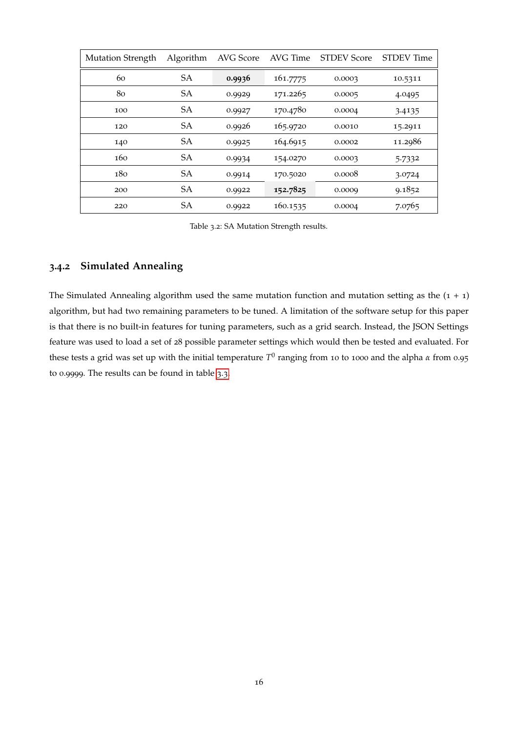| Mutation Strength | Algorithm | AVG Score | AVG Time | STDEV Score | STDEV Time |
|---|---|---|---|---|---|
| 60 | SA | **0.9936** | 161.7775 | 0.0003 | 10.5311 |
| 80 | SA | 0.9929 | 171.2265 | 0.0005 | 4.0495 |
| 100 | SA | 0.9927 | 170.4780 | 0.0004 | 3.4135 |
| 120 | SA | 0.9926 | 165.9720 | 0.0010 | 15.2911 |
| 140 | SA | 0.9925 | 164.6915 | 0.0002 | 11.2986 |
| 160 | SA | 0.9934 | 154.0270 | 0.0003 | 5.7332 |
| 180 | SA | 0.9914 | 170.5020 | 0.0008 | 3.0724 |
| 200 | SA | 0.9922 | **152.7825** | 0.0009 | 9.1852 |
| 220 | SA | 0.9922 | 160.1535 | 0.0004 | 7.0765 |

Table 3.2: SA Mutation Strength results.

### 3.4.2 Simulated Annealing

The Simulated Annealing algorithm used the same mutation function and mutation setting as the (1 + 1) algorithm, but had two remaining parameters to be tuned. A limitation of the software setup for this paper is that there is no built-in features for tuning parameters, such as a grid search. Instead, the JSON Settings feature was used to load a set of 28 possible parameter settings which would then be tested and evaluated. For these tests a grid was set up with the initial temperature $T^0$ ranging from 10 to 1000 and the alpha $\alpha$ from 0.95 to 0.9999. The results can be found in table 3.3.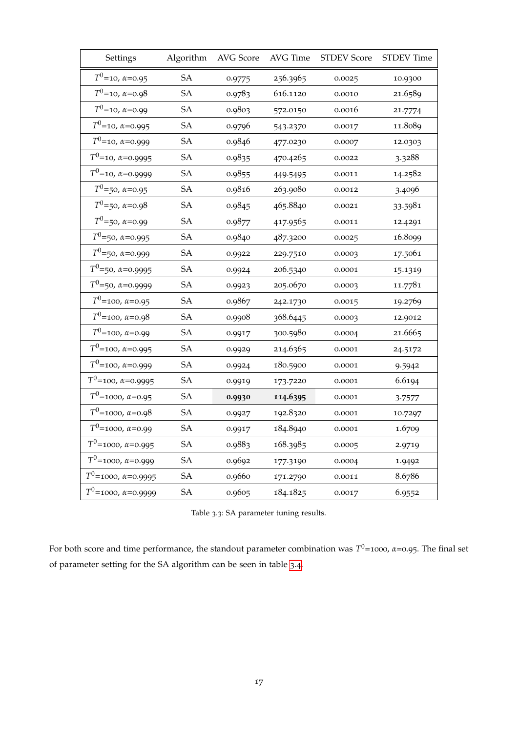| Settings | Algorithm | AVG Score | AVG Time | STDEV Score | STDEV Time |
|---|---|---|---|---|---|
| $T^0$=10, $\alpha$=0.95 | SA | 0.9775 | 256.3965 | 0.0025 | 10.9300 |
| $T^0$=10, $\alpha$=0.98 | SA | 0.9783 | 616.1120 | 0.0010 | 21.6589 |
| $T^0$=10, $\alpha$=0.99 | SA | 0.9803 | 572.0150 | 0.0016 | 21.7774 |
| $T^0$=10, $\alpha$=0.995 | SA | 0.9796 | 543.2370 | 0.0017 | 11.8089 |
| $T^0$=10, $\alpha$=0.999 | SA | 0.9846 | 477.0230 | 0.0007 | 12.0303 |
| $T^0$=10, $\alpha$=0.9995 | SA | 0.9835 | 470.4265 | 0.0022 | 3.3288 |
| $T^0$=10, $\alpha$=0.9999 | SA | 0.9855 | 449.5495 | 0.0011 | 14.2582 |
| $T^0$=50, $\alpha$=0.95 | SA | 0.9816 | 263.9080 | 0.0012 | 3.4096 |
| $T^0$=50, $\alpha$=0.98 | SA | 0.9845 | 465.8840 | 0.0021 | 33.5981 |
| $T^0$=50, $\alpha$=0.99 | SA | 0.9877 | 417.9565 | 0.0011 | 12.4291 |
| $T^0$=50, $\alpha$=0.995 | SA | 0.9840 | 487.3200 | 0.0025 | 16.8099 |
| $T^0$=50, $\alpha$=0.999 | SA | 0.9922 | 229.7510 | 0.0003 | 17.5061 |
| $T^0$=50, $\alpha$=0.9995 | SA | 0.9924 | 206.5340 | 0.0001 | 15.1319 |
| $T^0$=50, $\alpha$=0.9999 | SA | 0.9923 | 205.0670 | 0.0003 | 11.7781 |
| $T^0$=100, $\alpha$=0.95 | SA | 0.9867 | 242.1730 | 0.0015 | 19.2769 |
| $T^0$=100, $\alpha$=0.98 | SA | 0.9908 | 368.6445 | 0.0003 | 12.9012 |
| $T^0$=100, $\alpha$=0.99 | SA | 0.9917 | 300.5980 | 0.0004 | 21.6665 |
| $T^0$=100, $\alpha$=0.995 | SA | 0.9929 | 214.6365 | 0.0001 | 24.5172 |
| $T^0$=100, $\alpha$=0.999 | SA | 0.9924 | 180.5900 | 0.0001 | 9.5942 |
| $T^0$=100, $\alpha$=0.9995 | SA | 0.9919 | 173.7220 | 0.0001 | 6.6194 |
| $T^0$=1000, $\alpha$=0.95 | SA | **0.9930** | **114.6395** | 0.0001 | 3.7577 |
| $T^0$=1000, $\alpha$=0.98 | SA | 0.9927 | 192.8320 | 0.0001 | 10.7297 |
| $T^0$=1000, $\alpha$=0.99 | SA | 0.9917 | 184.8940 | 0.0001 | 1.6709 |
| $T^0$=1000, $\alpha$=0.995 | SA | 0.9883 | 168.3985 | 0.0005 | 2.9719 |
| $T^0$=1000, $\alpha$=0.999 | SA | 0.9692 | 177.3190 | 0.0004 | 1.9492 |
| $T^0$=1000, $\alpha$=0.9995 | SA | 0.9660 | 171.2790 | 0.0011 | 8.6786 |
| $T^0$=1000, $\alpha$=0.9999 | SA | 0.9605 | 184.1825 | 0.0017 | 6.9552 |

Table 3.3: SA parameter tuning results.

For both score and time performance, the standout parameter combination was $T^0$=1000, $\alpha$=0.95. The final set of parameter setting for the SA algorithm can be seen in table 3.4.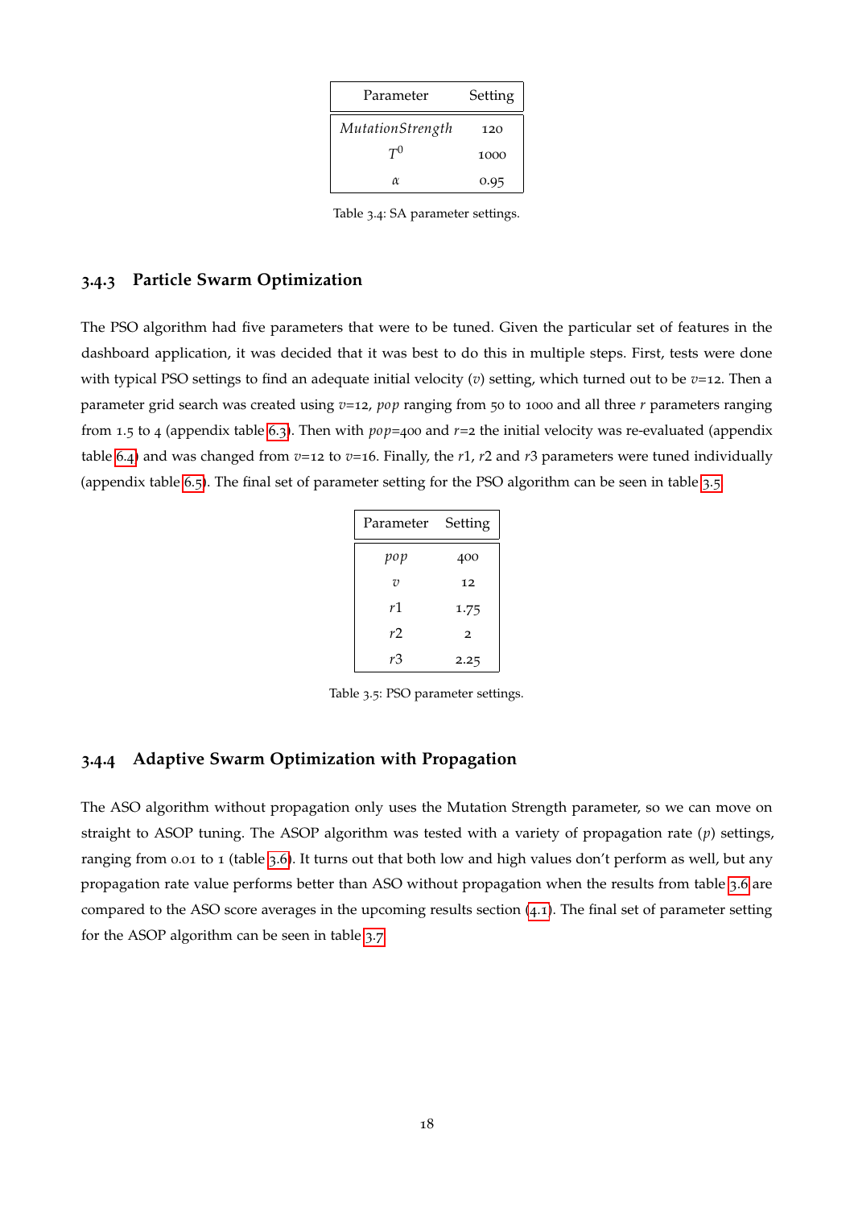| Parameter | Setting |
|---|---|
| *MutationStrength* | 120 |
| $T^0$ | 1000 |
| $\alpha$ | 0.95 |

Table 3.4: SA parameter settings.

### 3.4.3 Particle Swarm Optimization

The PSO algorithm had five parameters that were to be tuned. Given the particular set of features in the dashboard application, it was decided that it was best to do this in multiple steps. First, tests were done with typical PSO settings to find an adequate initial velocity ($v$) setting, which turned out to be $v$=12. Then a parameter grid search was created using $v$=12, $pop$ ranging from 50 to 1000 and all three $r$ parameters ranging from 1.5 to 4 (appendix table 6.3). Then with $pop$=400 and $r$=2 the initial velocity was re-evaluated (appendix table 6.4) and was changed from $v$=12 to $v$=16. Finally, the $r1$, $r2$ and $r3$ parameters were tuned individually (appendix table 6.5). The final set of parameter setting for the PSO algorithm can be seen in table 3.5.

| Parameter | Setting |
|---|---|
| $pop$ | 400 |
| $v$ | 12 |
| $r1$ | 1.75 |
| $r2$ | 2 |
| $r3$ | 2.25 |

Table 3.5: PSO parameter settings.

### 3.4.4 Adaptive Swarm Optimization with Propagation

The ASO algorithm without propagation only uses the Mutation Strength parameter, so we can move on straight to ASOP tuning. The ASOP algorithm was tested with a variety of propagation rate ($p$) settings, ranging from 0.01 to 1 (table 3.6). It turns out that both low and high values don't perform as well, but any propagation rate value performs better than ASO without propagation when the results from table 3.6 are compared to the ASO score averages in the upcoming results section (4.1). The final set of parameter setting for the ASOP algorithm can be seen in table 3.7.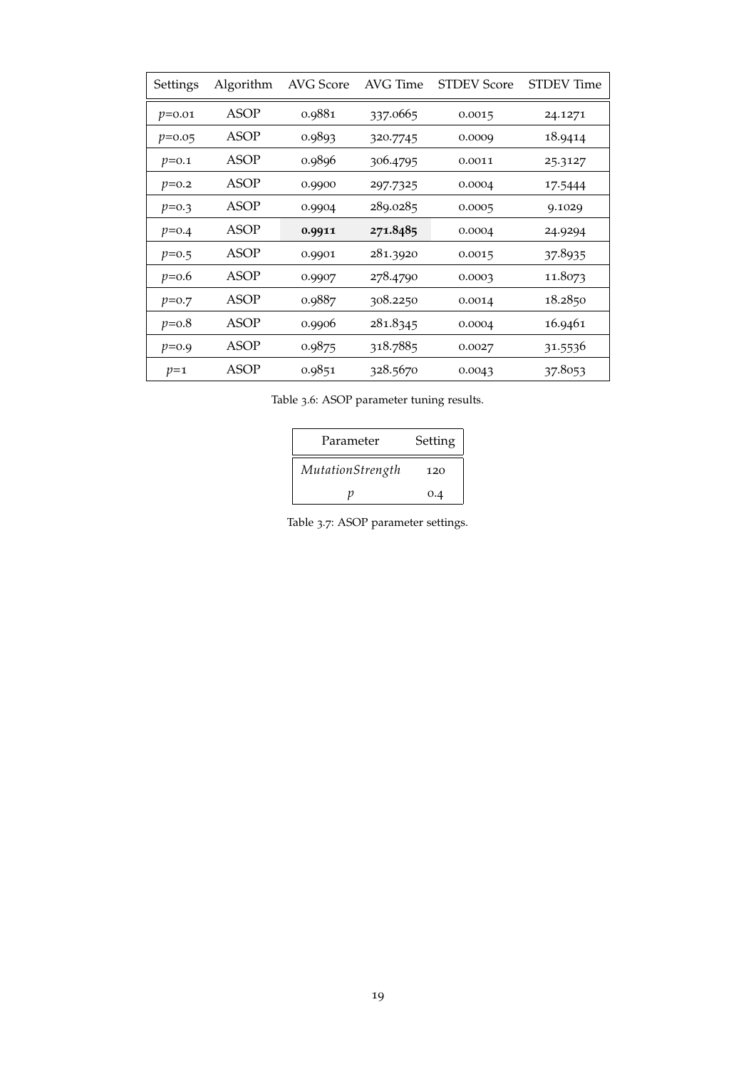| Settings | Algorithm | AVG Score | AVG Time | STDEV Score | STDEV Time |
|---|---|---|---|---|---|
| $p$=0.01 | ASOP | 0.9881 | 337.0665 | 0.0015 | 24.1271 |
| $p$=0.05 | ASOP | 0.9893 | 320.7745 | 0.0009 | 18.9414 |
| $p$=0.1 | ASOP | 0.9896 | 306.4795 | 0.0011 | 25.3127 |
| $p$=0.2 | ASOP | 0.9900 | 297.7325 | 0.0004 | 17.5444 |
| $p$=0.3 | ASOP | 0.9904 | 289.0285 | 0.0005 | 9.1029 |
| $p$=0.4 | ASOP | **0.9911** | **271.8485** | 0.0004 | 24.9294 |
| $p$=0.5 | ASOP | 0.9901 | 281.3920 | 0.0015 | 37.8935 |
| $p$=0.6 | ASOP | 0.9907 | 278.4790 | 0.0003 | 11.8073 |
| $p$=0.7 | ASOP | 0.9887 | 308.2250 | 0.0014 | 18.2850 |
| $p$=0.8 | ASOP | 0.9906 | 281.8345 | 0.0004 | 16.9461 |
| $p$=0.9 | ASOP | 0.9875 | 318.7885 | 0.0027 | 31.5536 |
| $p$=1 | ASOP | 0.9851 | 328.5670 | 0.0043 | 37.8053 |

Table 3.6: ASOP parameter tuning results.

| Parameter | Setting |
|---|---|
| *MutationStrength* | 120 |
| $p$ | 0.4 |

Table 3.7: ASOP parameter settings.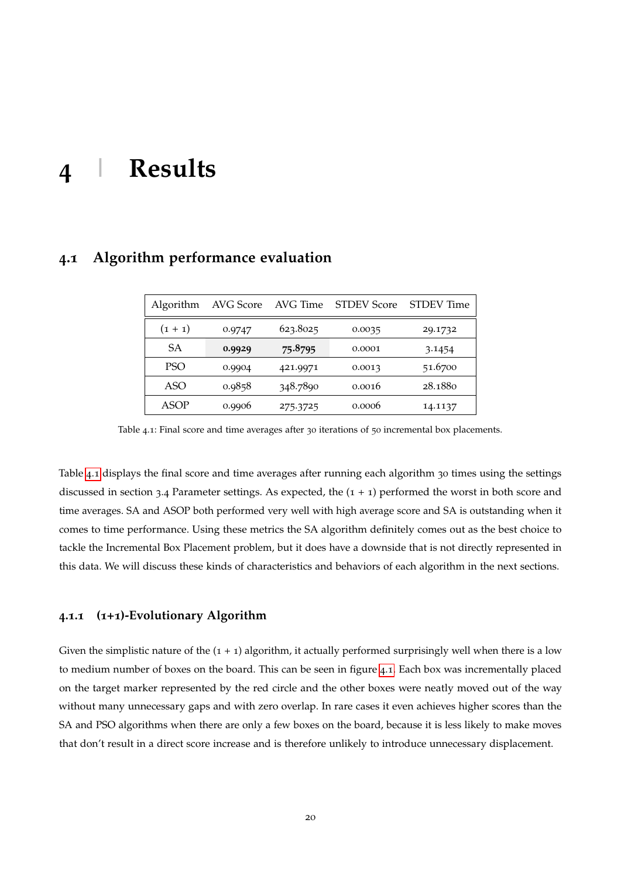# 4 Results

## 4.1 Algorithm performance evaluation

| Algorithm | AVG Score | AVG Time | STDEV Score | STDEV Time |
|---|---|---|---|---|
| (1 + 1) | 0.9747 | 623.8025 | 0.0035 | 29.1732 |
| SA | **0.9929** | **75.8795** | 0.0001 | 3.1454 |
| PSO | 0.9904 | 421.9971 | 0.0013 | 51.6700 |
| ASO | 0.9858 | 348.7890 | 0.0016 | 28.1880 |
| ASOP | 0.9906 | 275.3725 | 0.0006 | 14.1137 |

Table 4.1: Final score and time averages after 30 iterations of 50 incremental box placements.

Table 4.1 displays the final score and time averages after running each algorithm 30 times using the settings discussed in section 3.4 Parameter settings. As expected, the (1 + 1) performed the worst in both score and time averages. SA and ASOP both performed very well with high average score and SA is outstanding when it comes to time performance. Using these metrics the SA algorithm definitely comes out as the best choice to tackle the Incremental Box Placement problem, but it does have a downside that is not directly represented in this data. We will discuss these kinds of characteristics and behaviors of each algorithm in the next sections.

### 4.1.1 (1+1)-Evolutionary Algorithm

Given the simplistic nature of the (1 + 1) algorithm, it actually performed surprisingly well when there is a low to medium number of boxes on the board. This can be seen in figure 4.1. Each box was incrementally placed on the target marker represented by the red circle and the other boxes were neatly moved out of the way without many unnecessary gaps and with zero overlap. In rare cases it even achieves higher scores than the SA and PSO algorithms when there are only a few boxes on the board, because it is less likely to make moves that don't result in a direct score increase and is therefore unlikely to introduce unnecessary displacement.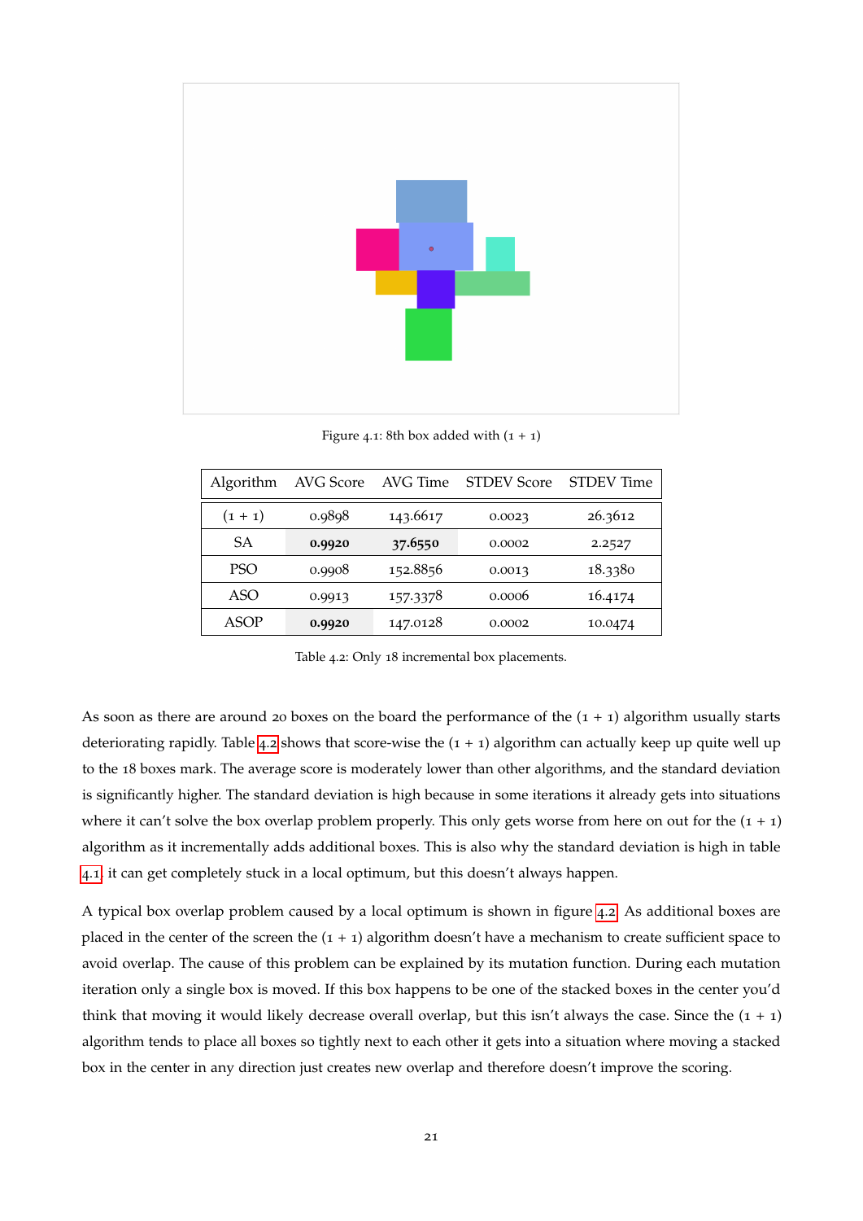Figure 4.1: 8th box added with (1 + 1)

| Algorithm | AVG Score | AVG Time | STDEV Score | STDEV Time |
|---|---|---|---|---|
| (1 + 1) | 0.9898 | 143.6617 | 0.0023 | 26.3612 |
| SA | **0.9920** | **37.6550** | 0.0002 | 2.2527 |
| PSO | 0.9908 | 152.8856 | 0.0013 | 18.3380 |
| ASO | 0.9913 | 157.3378 | 0.0006 | 16.4174 |
| ASOP | **0.9920** | 147.0128 | 0.0002 | 10.0474 |

Table 4.2: Only 18 incremental box placements.

As soon as there are around 20 boxes on the board the performance of the (1 + 1) algorithm usually starts deteriorating rapidly. Table 4.2 shows that score-wise the (1 + 1) algorithm can actually keep up quite well up to the 18 boxes mark. The average score is moderately lower than other algorithms, and the standard deviation is significantly higher. The standard deviation is high because in some iterations it already gets into situations where it can't solve the box overlap problem properly. This only gets worse from here on out for the (1 + 1) algorithm as it incrementally adds additional boxes. This is also why the standard deviation is high in table 4.1, it can get completely stuck in a local optimum, but this doesn't always happen.

A typical box overlap problem caused by a local optimum is shown in figure 4.2. As additional boxes are placed in the center of the screen the (1 + 1) algorithm doesn't have a mechanism to create sufficient space to avoid overlap. The cause of this problem can be explained by its mutation function. During each mutation iteration only a single box is moved. If this box happens to be one of the stacked boxes in the center you'd think that moving it would likely decrease overall overlap, but this isn't always the case. Since the (1 + 1) algorithm tends to place all boxes so tightly next to each other it gets into a situation where moving a stacked box in the center in any direction just creates new overlap and therefore doesn't improve the scoring.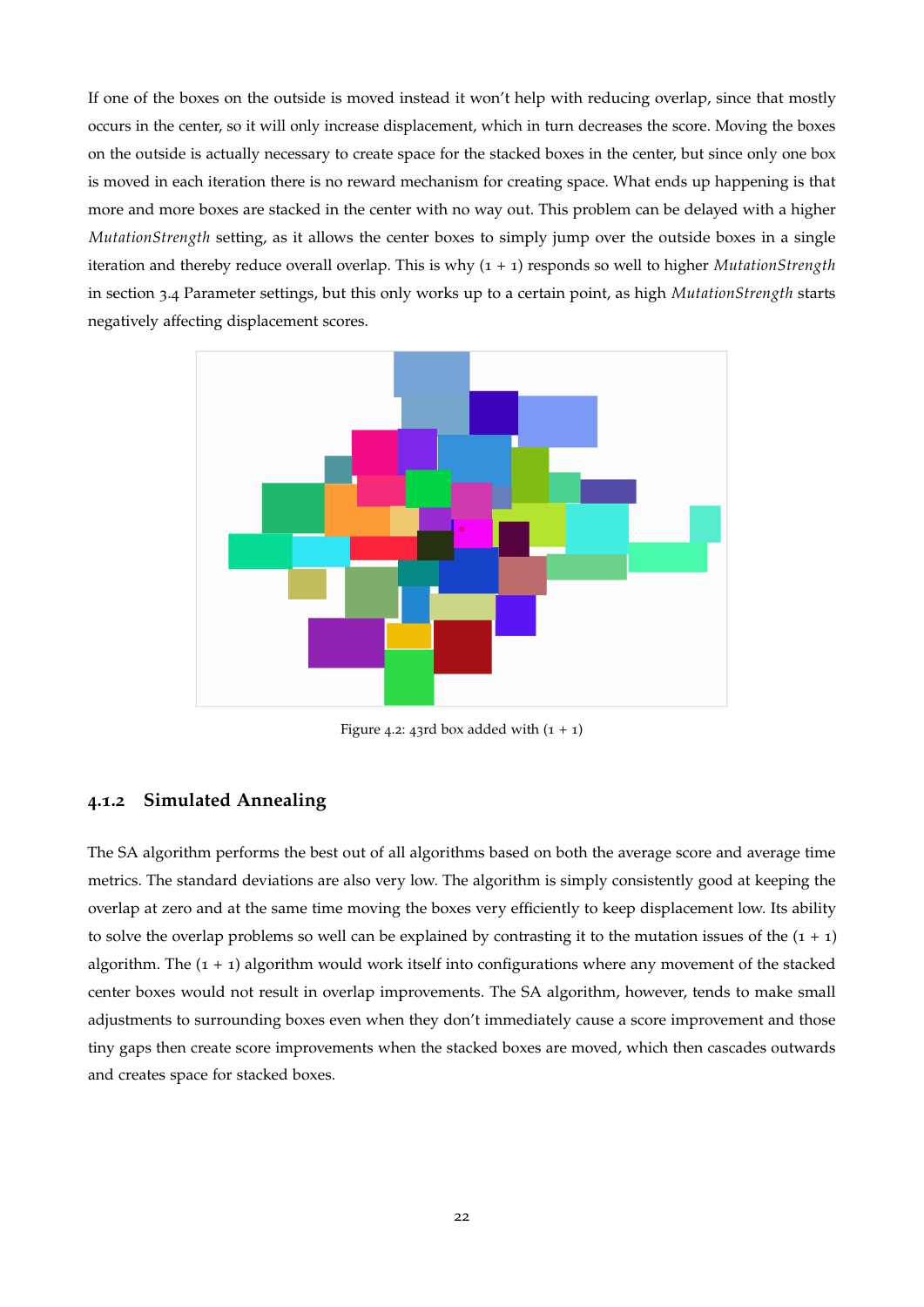If one of the boxes on the outside is moved instead it won't help with reducing overlap, since that mostly occurs in the center, so it will only increase displacement, which in turn decreases the score. Moving the boxes on the outside is actually necessary to create space for the stacked boxes in the center, but since only one box is moved in each iteration there is no reward mechanism for creating space. What ends up happening is that more and more boxes are stacked in the center with no way out. This problem can be delayed with a higher *MutationStrength* setting, as it allows the center boxes to simply jump over the outside boxes in a single iteration and thereby reduce overall overlap. This is why (1 + 1) responds so well to higher *MutationStrength* in section 3.4 Parameter settings, but this only works up to a certain point, as high *MutationStrength* starts negatively affecting displacement scores.

Figure 4.2: 43rd box added with (1 + 1)

### 4.1.2 Simulated Annealing

The SA algorithm performs the best out of all algorithms based on both the average score and average time metrics. The standard deviations are also very low. The algorithm is simply consistently good at keeping the overlap at zero and at the same time moving the boxes very efficiently to keep displacement low. Its ability to solve the overlap problems so well can be explained by contrasting it to the mutation issues of the (1 + 1) algorithm. The (1 + 1) algorithm would work itself into configurations where any movement of the stacked center boxes would not result in overlap improvements. The SA algorithm, however, tends to make small adjustments to surrounding boxes even when they don't immediately cause a score improvement and those tiny gaps then create score improvements when the stacked boxes are moved, which then cascades outwards and creates space for stacked boxes.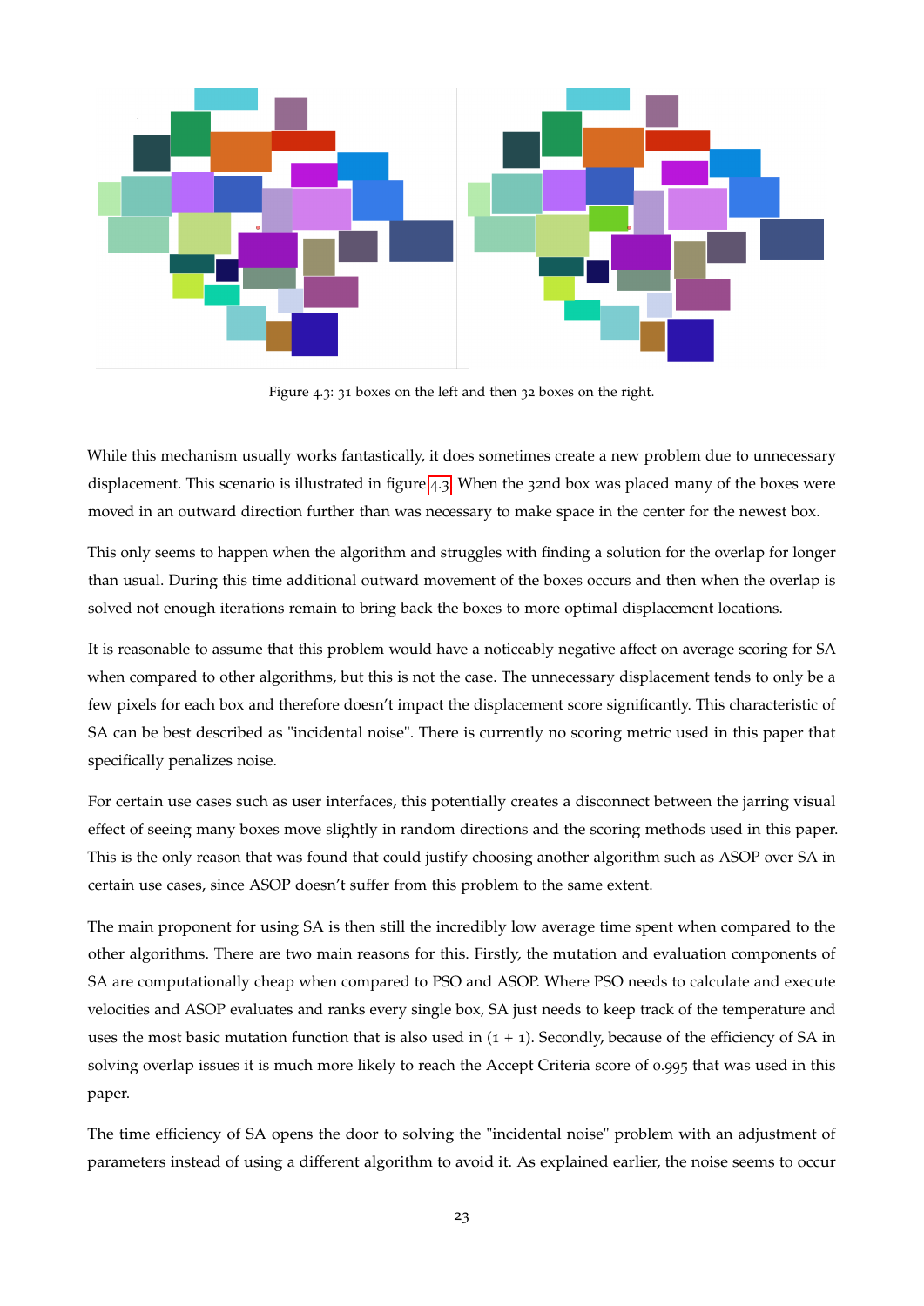Figure 4.3: 31 boxes on the left and then 32 boxes on the right.

While this mechanism usually works fantastically, it does sometimes create a new problem due to unnecessary displacement. This scenario is illustrated in figure 4.3. When the 32nd box was placed many of the boxes were moved in an outward direction further than was necessary to make space in the center for the newest box.

This only seems to happen when the algorithm and struggles with finding a solution for the overlap for longer than usual. During this time additional outward movement of the boxes occurs and then when the overlap is solved not enough iterations remain to bring back the boxes to more optimal displacement locations.

It is reasonable to assume that this problem would have a noticeably negative affect on average scoring for SA when compared to other algorithms, but this is not the case. The unnecessary displacement tends to only be a few pixels for each box and therefore doesn't impact the displacement score significantly. This characteristic of SA can be best described as "incidental noise". There is currently no scoring metric used in this paper that specifically penalizes noise.

For certain use cases such as user interfaces, this potentially creates a disconnect between the jarring visual effect of seeing many boxes move slightly in random directions and the scoring methods used in this paper. This is the only reason that was found that could justify choosing another algorithm such as ASOP over SA in certain use cases, since ASOP doesn't suffer from this problem to the same extent.

The main proponent for using SA is then still the incredibly low average time spent when compared to the other algorithms. There are two main reasons for this. Firstly, the mutation and evaluation components of SA are computationally cheap when compared to PSO and ASOP. Where PSO needs to calculate and execute velocities and ASOP evaluates and ranks every single box, SA just needs to keep track of the temperature and uses the most basic mutation function that is also used in (1 + 1). Secondly, because of the efficiency of SA in solving overlap issues it is much more likely to reach the Accept Criteria score of 0.995 that was used in this paper.

The time efficiency of SA opens the door to solving the "incidental noise" problem with an adjustment of parameters instead of using a different algorithm to avoid it. As explained earlier, the noise seems to occur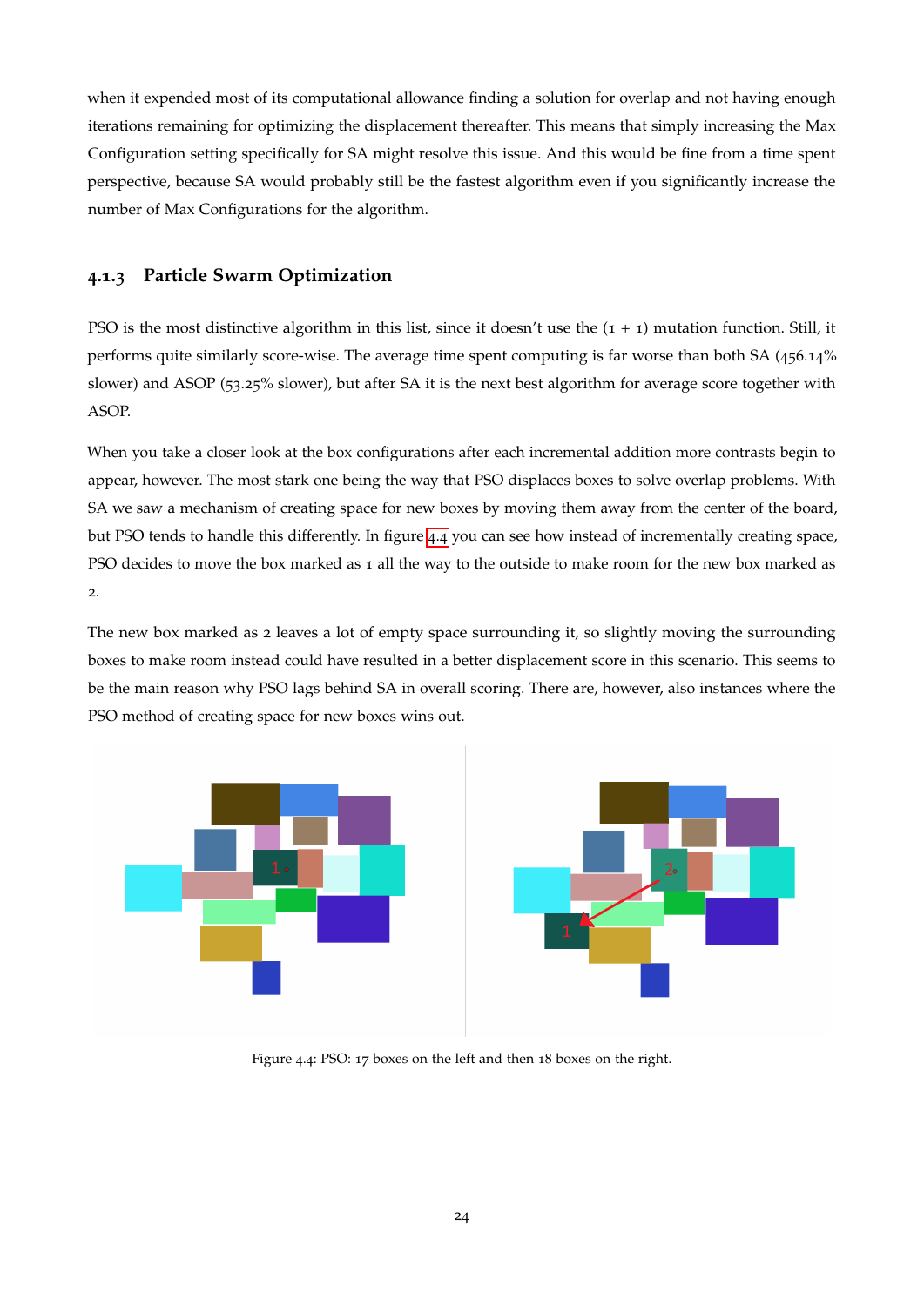when it expended most of its computational allowance finding a solution for overlap and not having enough iterations remaining for optimizing the displacement thereafter. This means that simply increasing the Max Configuration setting specifically for SA might resolve this issue. And this would be fine from a time spent perspective, because SA would probably still be the fastest algorithm even if you significantly increase the number of Max Configurations for the algorithm.

### 4.1.3 Particle Swarm Optimization

PSO is the most distinctive algorithm in this list, since it doesn't use the (1 + 1) mutation function. Still, it performs quite similarly score-wise. The average time spent computing is far worse than both SA (456.14% slower) and ASOP (53.25% slower), but after SA it is the next best algorithm for average score together with ASOP.

When you take a closer look at the box configurations after each incremental addition more contrasts begin to appear, however. The most stark one being the way that PSO displaces boxes to solve overlap problems. With SA we saw a mechanism of creating space for new boxes by moving them away from the center of the board, but PSO tends to handle this differently. In figure 4.4 you can see how instead of incrementally creating space, PSO decides to move the box marked as 1 all the way to the outside to make room for the new box marked as 2.

The new box marked as 2 leaves a lot of empty space surrounding it, so slightly moving the surrounding boxes to make room instead could have resulted in a better displacement score in this scenario. This seems to be the main reason why PSO lags behind SA in overall scoring. There are, however, also instances where the PSO method of creating space for new boxes wins out.

Figure 4.4: PSO: 17 boxes on the left and then 18 boxes on the right.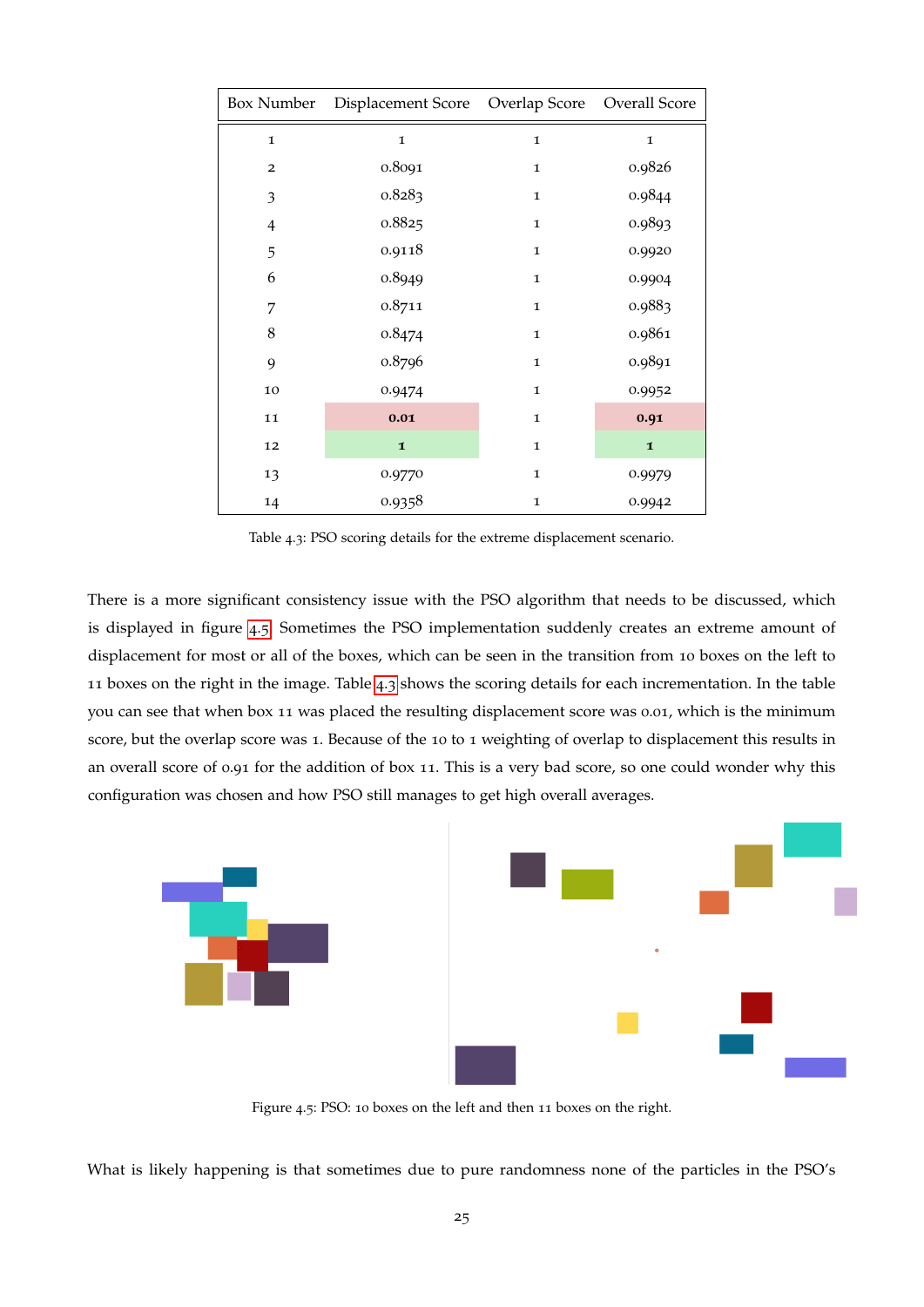| Box Number | Displacement Score | Overlap Score | Overall Score |
|---|---|---|---|
| 1 | 1 | 1 | 1 |
| 2 | 0.8091 | 1 | 0.9826 |
| 3 | 0.8283 | 1 | 0.9844 |
| 4 | 0.8825 | 1 | 0.9893 |
| 5 | 0.9118 | 1 | 0.9920 |
| 6 | 0.8949 | 1 | 0.9904 |
| 7 | 0.8711 | 1 | 0.9883 |
| 8 | 0.8474 | 1 | 0.9861 |
| 9 | 0.8796 | 1 | 0.9891 |
| 10 | 0.9474 | 1 | 0.9952 |
| 11 | **0.01** | 1 | **0.91** |
| 12 | **1** | 1 | **1** |
| 13 | 0.9770 | 1 | 0.9979 |
| 14 | 0.9358 | 1 | 0.9942 |

Table 4.3: PSO scoring details for the extreme displacement scenario.

There is a more significant consistency issue with the PSO algorithm that needs to be discussed, which is displayed in figure 4.5. Sometimes the PSO implementation suddenly creates an extreme amount of displacement for most or all of the boxes, which can be seen in the transition from 10 boxes on the left to 11 boxes on the right in the image. Table 4.3 shows the scoring details for each incrementation. In the table you can see that when box 11 was placed the resulting displacement score was 0.01, which is the minimum score, but the overlap score was 1. Because of the 10 to 1 weighting of overlap to displacement this results in an overall score of 0.91 for the addition of box 11. This is a very bad score, so one could wonder why this configuration was chosen and how PSO still manages to get high overall averages.

Figure 4.5: PSO: 10 boxes on the left and then 11 boxes on the right.

What is likely happening is that sometimes due to pure randomness none of the particles in the PSO's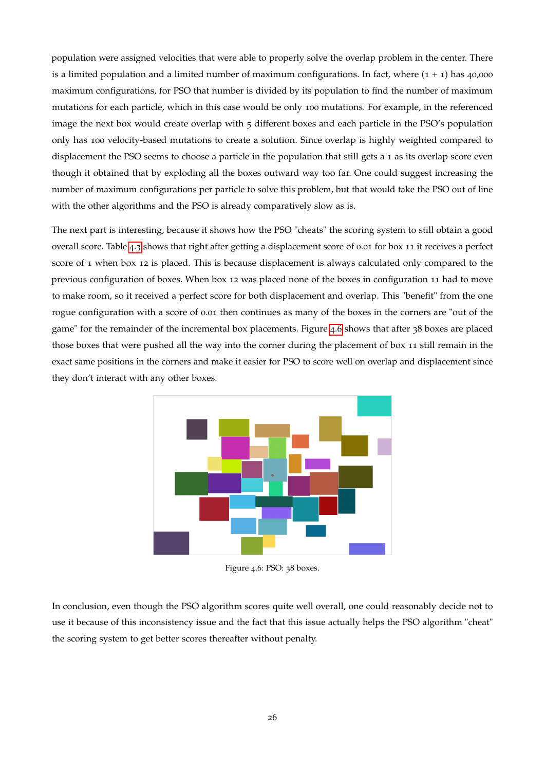population were assigned velocities that were able to properly solve the overlap problem in the center. There is a limited population and a limited number of maximum configurations. In fact, where (1 + 1) has 40,000 maximum configurations, for PSO that number is divided by its population to find the number of maximum mutations for each particle, which in this case would be only 100 mutations. For example, in the referenced image the next box would create overlap with 5 different boxes and each particle in the PSO's population only has 100 velocity-based mutations to create a solution. Since overlap is highly weighted compared to displacement the PSO seems to choose a particle in the population that still gets a 1 as its overlap score even though it obtained that by exploding all the boxes outward way too far. One could suggest increasing the number of maximum configurations per particle to solve this problem, but that would take the PSO out of line with the other algorithms and the PSO is already comparatively slow as is.

The next part is interesting, because it shows how the PSO "cheats" the scoring system to still obtain a good overall score. Table 4.3 shows that right after getting a displacement score of 0.01 for box 11 it receives a perfect score of 1 when box 12 is placed. This is because displacement is always calculated only compared to the previous configuration of boxes. When box 12 was placed none of the boxes in configuration 11 had to move to make room, so it received a perfect score for both displacement and overlap. This "benefit" from the one rogue configuration with a score of 0.01 then continues as many of the boxes in the corners are "out of the game" for the remainder of the incremental box placements. Figure 4.6 shows that after 38 boxes are placed those boxes that were pushed all the way into the corner during the placement of box 11 still remain in the exact same positions in the corners and make it easier for PSO to score well on overlap and displacement since they don't interact with any other boxes.

Figure 4.6: PSO: 38 boxes.

In conclusion, even though the PSO algorithm scores quite well overall, one could reasonably decide not to use it because of this inconsistency issue and the fact that this issue actually helps the PSO algorithm "cheat" the scoring system to get better scores thereafter without penalty.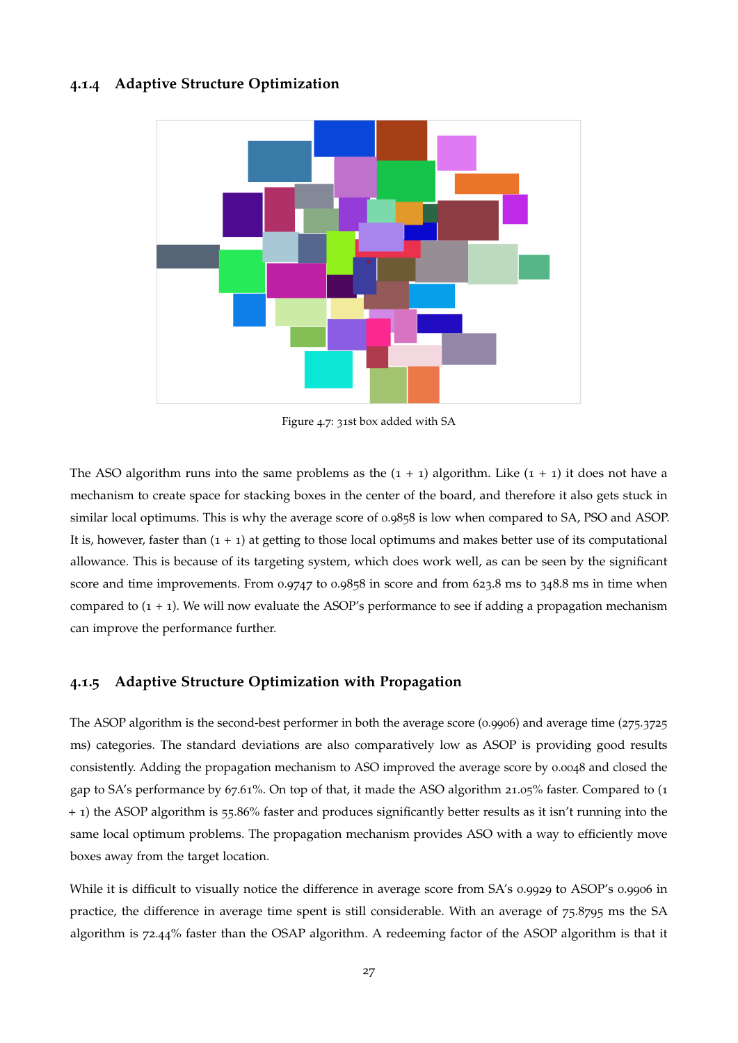### 4.1.4 Adaptive Structure Optimization

Figure 4.7: 31st box added with SA

The ASO algorithm runs into the same problems as the (1 + 1) algorithm. Like (1 + 1) it does not have a mechanism to create space for stacking boxes in the center of the board, and therefore it also gets stuck in similar local optimums. This is why the average score of 0.9858 is low when compared to SA, PSO and ASOP. It is, however, faster than (1 + 1) at getting to those local optimums and makes better use of its computational allowance. This is because of its targeting system, which does work well, as can be seen by the significant score and time improvements. From 0.9747 to 0.9858 in score and from 623.8 ms to 348.8 ms in time when compared to (1 + 1). We will now evaluate the ASOP's performance to see if adding a propagation mechanism can improve the performance further.

### 4.1.5 Adaptive Structure Optimization with Propagation

The ASOP algorithm is the second-best performer in both the average score (0.9906) and average time (275.3725 ms) categories. The standard deviations are also comparatively low as ASOP is providing good results consistently. Adding the propagation mechanism to ASO improved the average score by 0.0048 and closed the gap to SA's performance by 67.61%. On top of that, it made the ASO algorithm 21.05% faster. Compared to (1 + 1) the ASOP algorithm is 55.86% faster and produces significantly better results as it isn't running into the same local optimum problems. The propagation mechanism provides ASO with a way to efficiently move boxes away from the target location.

While it is difficult to visually notice the difference in average score from SA's 0.9929 to ASOP's 0.9906 in practice, the difference in average time spent is still considerable. With an average of 75.8795 ms the SA algorithm is 72.44% faster than the OSAP algorithm. A redeeming factor of the ASOP algorithm is that it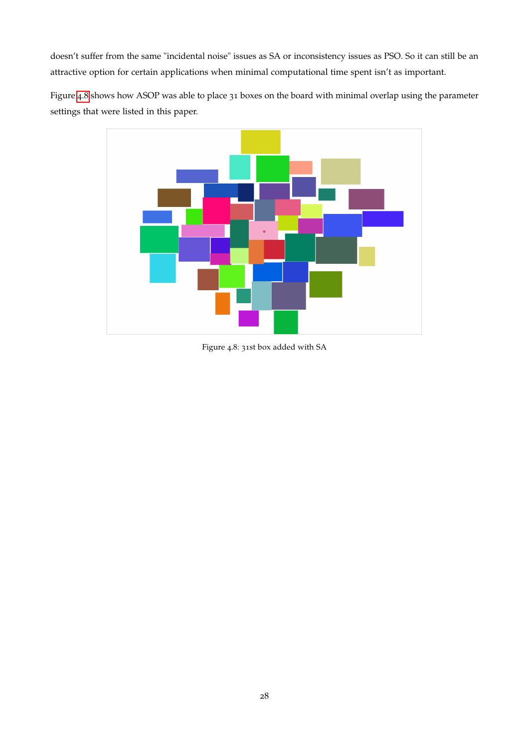doesn't suffer from the same "incidental noise" issues as SA or inconsistency issues as PSO. So it can still be an attractive option for certain applications when minimal computational time spent isn't as important.

Figure 4.8 shows how ASOP was able to place 31 boxes on the board with minimal overlap using the parameter settings that were listed in this paper.

Figure 4.8: 31st box added with SA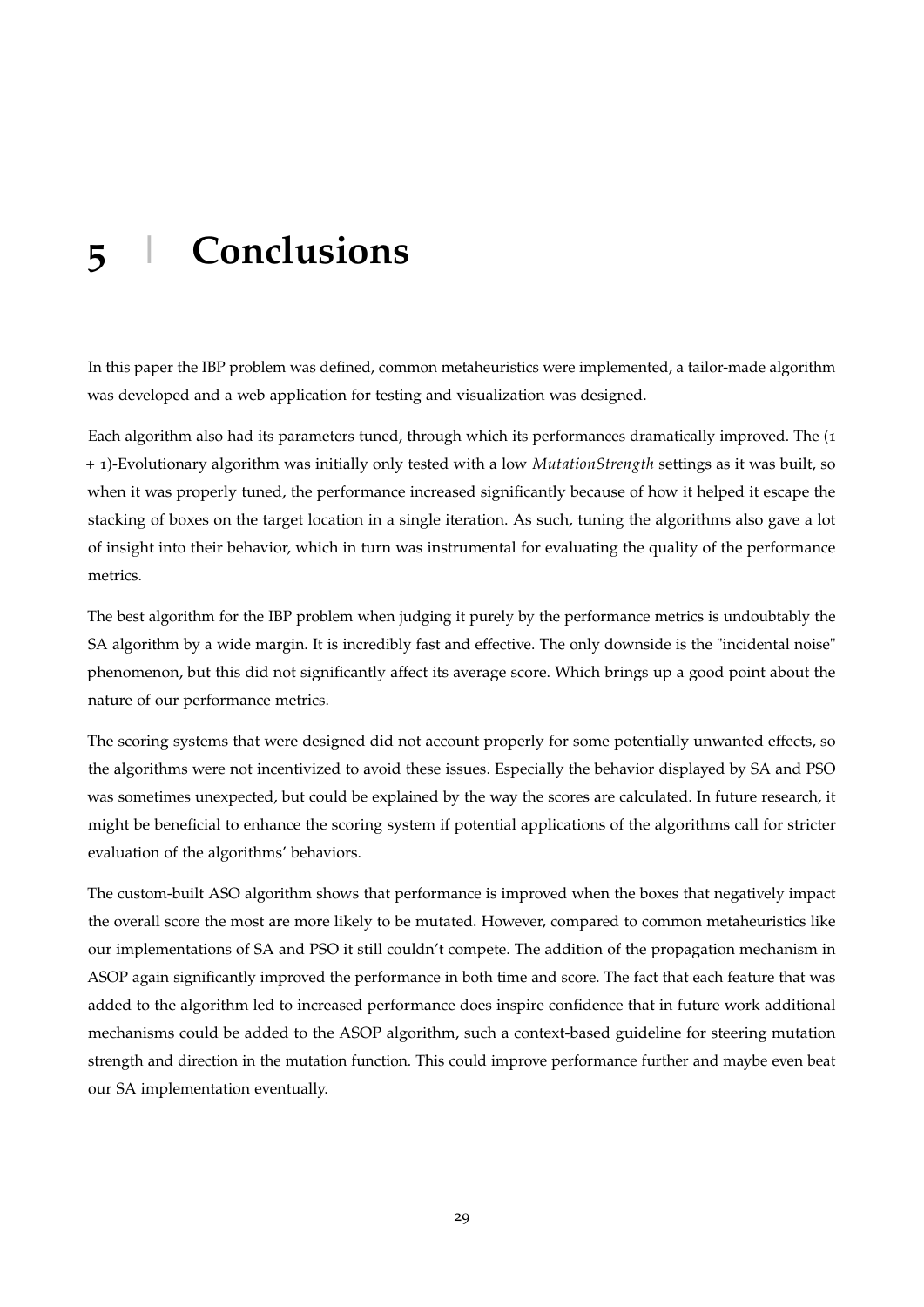# 5 | Conclusions

In this paper the IBP problem was defined, common metaheuristics were implemented, a tailor-made algorithm was developed and a web application for testing and visualization was designed.

Each algorithm also had its parameters tuned, through which its performances dramatically improved. The (1 + 1)-Evolutionary algorithm was initially only tested with a low *MutationStrength* settings as it was built, so when it was properly tuned, the performance increased significantly because of how it helped it escape the stacking of boxes on the target location in a single iteration. As such, tuning the algorithms also gave a lot of insight into their behavior, which in turn was instrumental for evaluating the quality of the performance metrics.

The best algorithm for the IBP problem when judging it purely by the performance metrics is undoubtably the SA algorithm by a wide margin. It is incredibly fast and effective. The only downside is the "incidental noise" phenomenon, but this did not significantly affect its average score. Which brings up a good point about the nature of our performance metrics.

The scoring systems that were designed did not account properly for some potentially unwanted effects, so the algorithms were not incentivized to avoid these issues. Especially the behavior displayed by SA and PSO was sometimes unexpected, but could be explained by the way the scores are calculated. In future research, it might be beneficial to enhance the scoring system if potential applications of the algorithms call for stricter evaluation of the algorithms' behaviors.

The custom-built ASO algorithm shows that performance is improved when the boxes that negatively impact the overall score the most are more likely to be mutated. However, compared to common metaheuristics like our implementations of SA and PSO it still couldn't compete. The addition of the propagation mechanism in ASOP again significantly improved the performance in both time and score. The fact that each feature that was added to the algorithm led to increased performance does inspire confidence that in future work additional mechanisms could be added to the ASOP algorithm, such a context-based guideline for steering mutation strength and direction in the mutation function. This could improve performance further and maybe even beat our SA implementation eventually.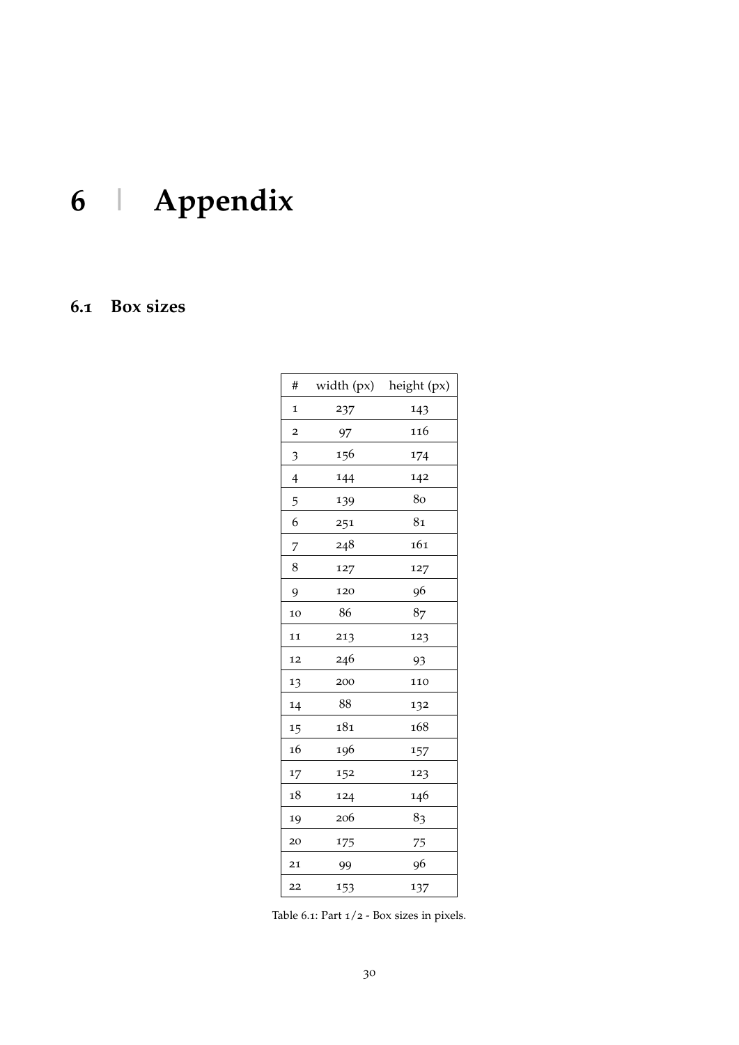# 6 | Appendix

## 6.1 Box sizes

| # | width (px) | height (px) |
|---|---|---|
| 1 | 237 | 143 |
| 2 | 97 | 116 |
| 3 | 156 | 174 |
| 4 | 144 | 142 |
| 5 | 139 | 80 |
| 6 | 251 | 81 |
| 7 | 248 | 161 |
| 8 | 127 | 127 |
| 9 | 120 | 96 |
| 10 | 86 | 87 |
| 11 | 213 | 123 |
| 12 | 246 | 93 |
| 13 | 200 | 110 |
| 14 | 88 | 132 |
| 15 | 181 | 168 |
| 16 | 196 | 157 |
| 17 | 152 | 123 |
| 18 | 124 | 146 |
| 19 | 206 | 83 |
| 20 | 175 | 75 |
| 21 | 99 | 96 |
| 22 | 153 | 137 |

Table 6.1: Part 1/2 - Box sizes in pixels.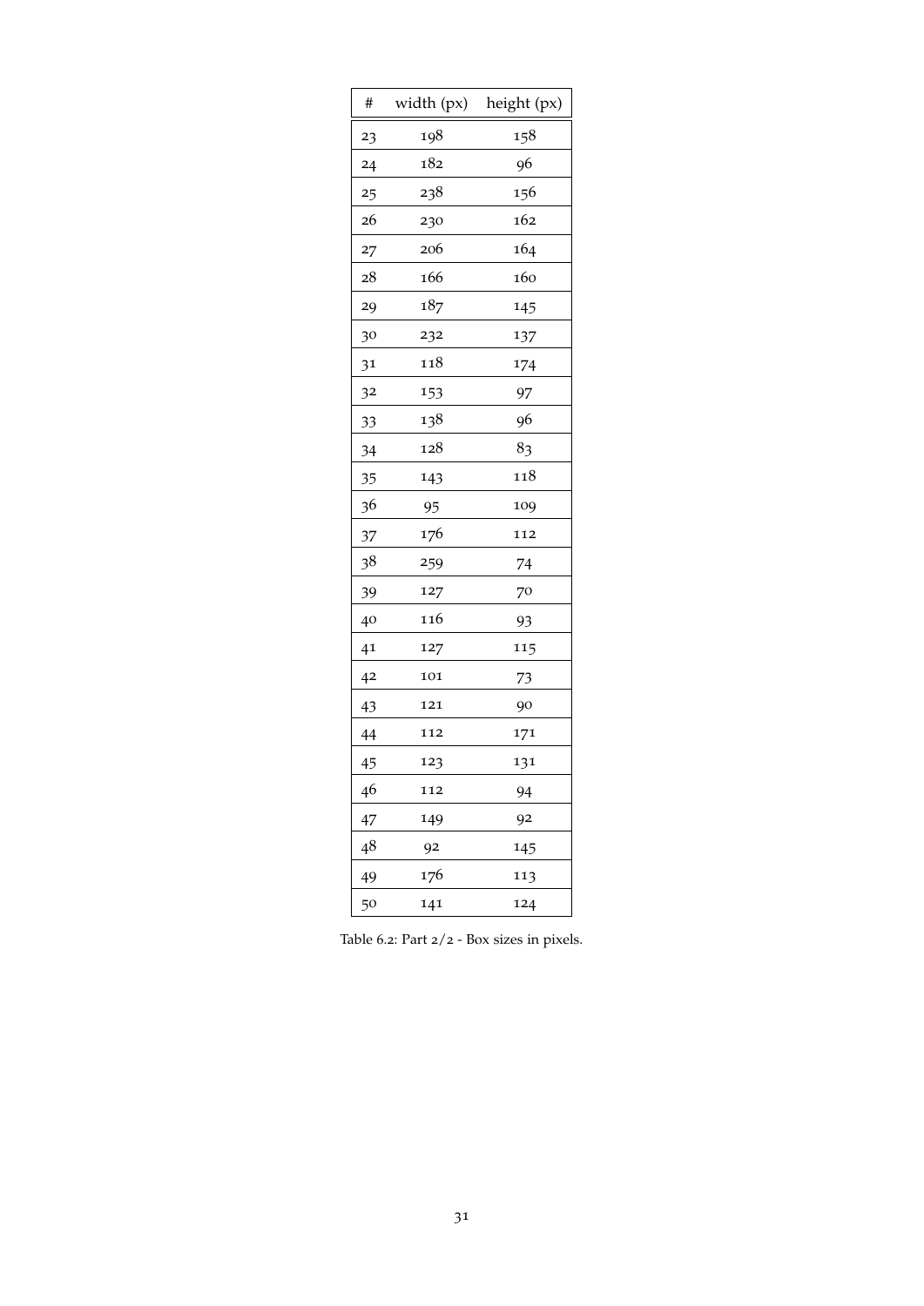| # | width (px) | height (px) |
|---|---|---|
| 23 | 198 | 158 |
| 24 | 182 | 96 |
| 25 | 238 | 156 |
| 26 | 230 | 162 |
| 27 | 206 | 164 |
| 28 | 166 | 160 |
| 29 | 187 | 145 |
| 30 | 232 | 137 |
| 31 | 118 | 174 |
| 32 | 153 | 97 |
| 33 | 138 | 96 |
| 34 | 128 | 83 |
| 35 | 143 | 118 |
| 36 | 95 | 109 |
| 37 | 176 | 112 |
| 38 | 259 | 74 |
| 39 | 127 | 70 |
| 40 | 116 | 93 |
| 41 | 127 | 115 |
| 42 | 101 | 73 |
| 43 | 121 | 90 |
| 44 | 112 | 171 |
| 45 | 123 | 131 |
| 46 | 112 | 94 |
| 47 | 149 | 92 |
| 48 | 92 | 145 |
| 49 | 176 | 113 |
| 50 | 141 | 124 |

Table 6.2: Part 2/2 - Box sizes in pixels.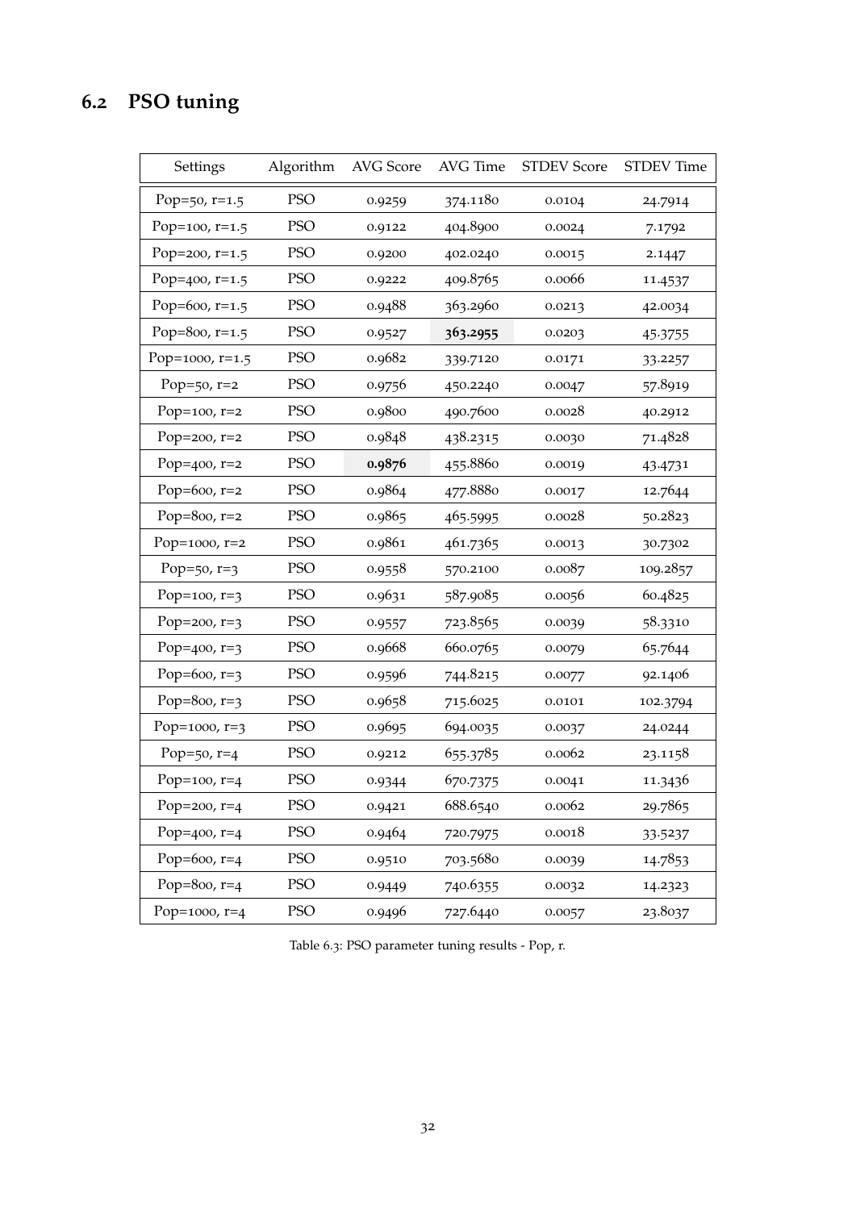## 6.2 PSO tuning

| Settings | Algorithm | AVG Score | AVG Time | STDEV Score | STDEV Time |
|---|---|---|---|---|---|
| Pop=50, r=1.5 | PSO | 0.9259 | 374.1180 | 0.0104 | 24.7914 |
| Pop=100, r=1.5 | PSO | 0.9122 | 404.8900 | 0.0024 | 7.1792 |
| Pop=200, r=1.5 | PSO | 0.9200 | 402.0240 | 0.0015 | 2.1447 |
| Pop=400, r=1.5 | PSO | 0.9222 | 409.8765 | 0.0066 | 11.4537 |
| Pop=600, r=1.5 | PSO | 0.9488 | 363.2960 | 0.0213 | 42.0034 |
| Pop=800, r=1.5 | PSO | 0.9527 | **363.2955** | 0.0203 | 45.3755 |
| Pop=1000, r=1.5 | PSO | 0.9682 | 339.7120 | 0.0171 | 33.2257 |
| Pop=50, r=2 | PSO | 0.9756 | 450.2240 | 0.0047 | 57.8919 |
| Pop=100, r=2 | PSO | 0.9800 | 490.7600 | 0.0028 | 40.2912 |
| Pop=200, r=2 | PSO | 0.9848 | 438.2315 | 0.0030 | 71.4828 |
| Pop=400, r=2 | PSO | **0.9876** | 455.8860 | 0.0019 | 43.4731 |
| Pop=600, r=2 | PSO | 0.9864 | 477.8880 | 0.0017 | 12.7644 |
| Pop=800, r=2 | PSO | 0.9865 | 465.5995 | 0.0028 | 50.2823 |
| Pop=1000, r=2 | PSO | 0.9861 | 461.7365 | 0.0013 | 30.7302 |
| Pop=50, r=3 | PSO | 0.9558 | 570.2100 | 0.0087 | 109.2857 |
| Pop=100, r=3 | PSO | 0.9631 | 587.9085 | 0.0056 | 60.4825 |
| Pop=200, r=3 | PSO | 0.9557 | 723.8565 | 0.0039 | 58.3310 |
| Pop=400, r=3 | PSO | 0.9668 | 660.0765 | 0.0079 | 65.7644 |
| Pop=600, r=3 | PSO | 0.9596 | 744.8215 | 0.0077 | 92.1406 |
| Pop=800, r=3 | PSO | 0.9658 | 715.6025 | 0.0101 | 102.3794 |
| Pop=1000, r=3 | PSO | 0.9695 | 694.0035 | 0.0037 | 24.0244 |
| Pop=50, r=4 | PSO | 0.9212 | 655.3785 | 0.0062 | 23.1158 |
| Pop=100, r=4 | PSO | 0.9344 | 670.7375 | 0.0041 | 11.3436 |
| Pop=200, r=4 | PSO | 0.9421 | 688.6540 | 0.0062 | 29.7865 |
| Pop=400, r=4 | PSO | 0.9464 | 720.7975 | 0.0018 | 33.5237 |
| Pop=600, r=4 | PSO | 0.9510 | 703.5680 | 0.0039 | 14.7853 |
| Pop=800, r=4 | PSO | 0.9449 | 740.6355 | 0.0032 | 14.2323 |
| Pop=1000, r=4 | PSO | 0.9496 | 727.6440 | 0.0057 | 23.8037 |

Table 6.3: PSO parameter tuning results - Pop, r.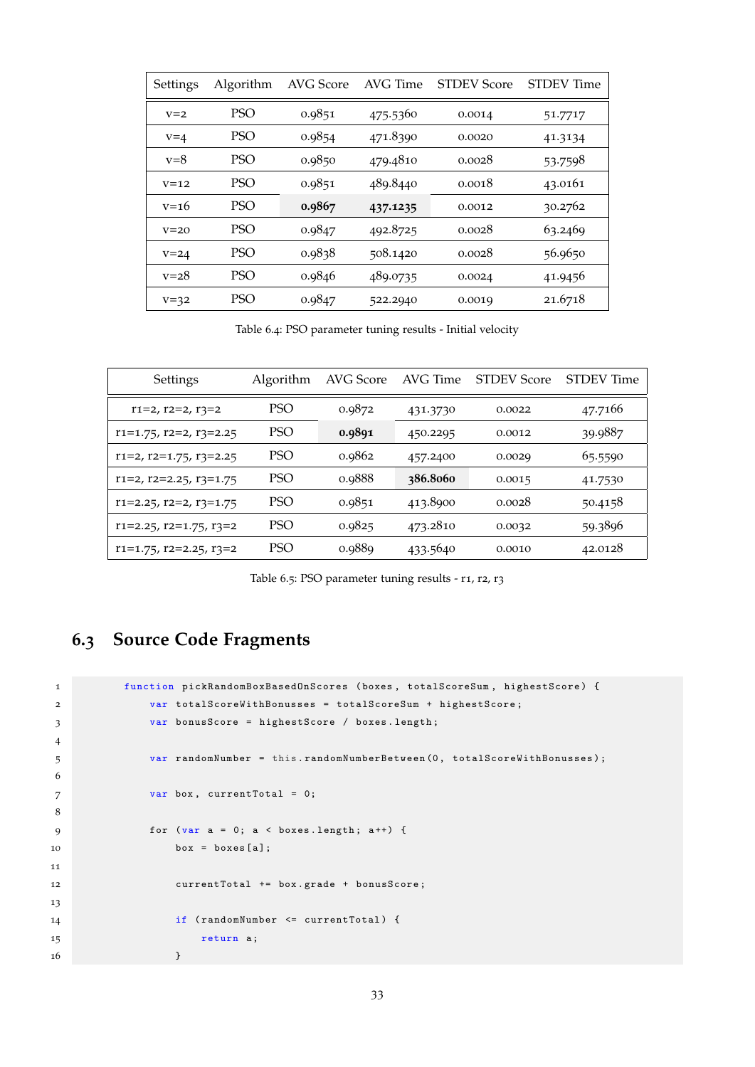| Settings | Algorithm | AVG Score | AVG Time | STDEV Score | STDEV Time |
|---|---|---|---|---|---|
| v=2 | PSO | 0.9851 | 475.5360 | 0.0014 | 51.7717 |
| v=4 | PSO | 0.9854 | 471.8390 | 0.0020 | 41.3134 |
| v=8 | PSO | 0.9850 | 479.4810 | 0.0028 | 53.7598 |
| v=12 | PSO | 0.9851 | 489.8440 | 0.0018 | 43.0161 |
| v=16 | PSO | **0.9867** | **437.1235** | 0.0012 | 30.2762 |
| v=20 | PSO | 0.9847 | 492.8725 | 0.0028 | 63.2469 |
| v=24 | PSO | 0.9838 | 508.1420 | 0.0028 | 56.9650 |
| v=28 | PSO | 0.9846 | 489.0735 | 0.0024 | 41.9456 |
| v=32 | PSO | 0.9847 | 522.2940 | 0.0019 | 21.6718 |

Table 6.4: PSO parameter tuning results - Initial velocity

| Settings | Algorithm | AVG Score | AVG Time | STDEV Score | STDEV Time |
|---|---|---|---|---|---|
| r1=2, r2=2, r3=2 | PSO | 0.9872 | 431.3730 | 0.0022 | 47.7166 |
| r1=1.75, r2=2, r3=2.25 | PSO | **0.9891** | 450.2295 | 0.0012 | 39.9887 |
| r1=2, r2=1.75, r3=2.25 | PSO | 0.9862 | 457.2400 | 0.0029 | 65.5590 |
| r1=2, r2=2.25, r3=1.75 | PSO | 0.9888 | **386.8060** | 0.0015 | 41.7530 |
| r1=2.25, r2=2, r3=1.75 | PSO | 0.9851 | 413.8900 | 0.0028 | 50.4158 |
| r1=2.25, r2=1.75, r3=2 | PSO | 0.9825 | 473.2810 | 0.0032 | 59.3896 |
| r1=1.75, r2=2.25, r3=2 | PSO | 0.9889 | 433.5640 | 0.0010 | 42.0128 |

Table 6.5: PSO parameter tuning results - r1, r2, r3

## 6.3 Source Code Fragments

```
function pickRandomBoxBasedOnScores (boxes, totalScoreSum, highestScore) {
    var totalScoreWithBonusses = totalScoreSum + highestScore;
    var bonusScore = highestScore / boxes.length;

    var randomNumber = this.randomNumberBetween(0, totalScoreWithBonusses);

    var box, currentTotal = 0;

    for (var a = 0; a < boxes.length; a++) {
        box = boxes[a];

        currentTotal += box.grade + bonusScore;

        if (randomNumber <= currentTotal) {
            return a;
        }
```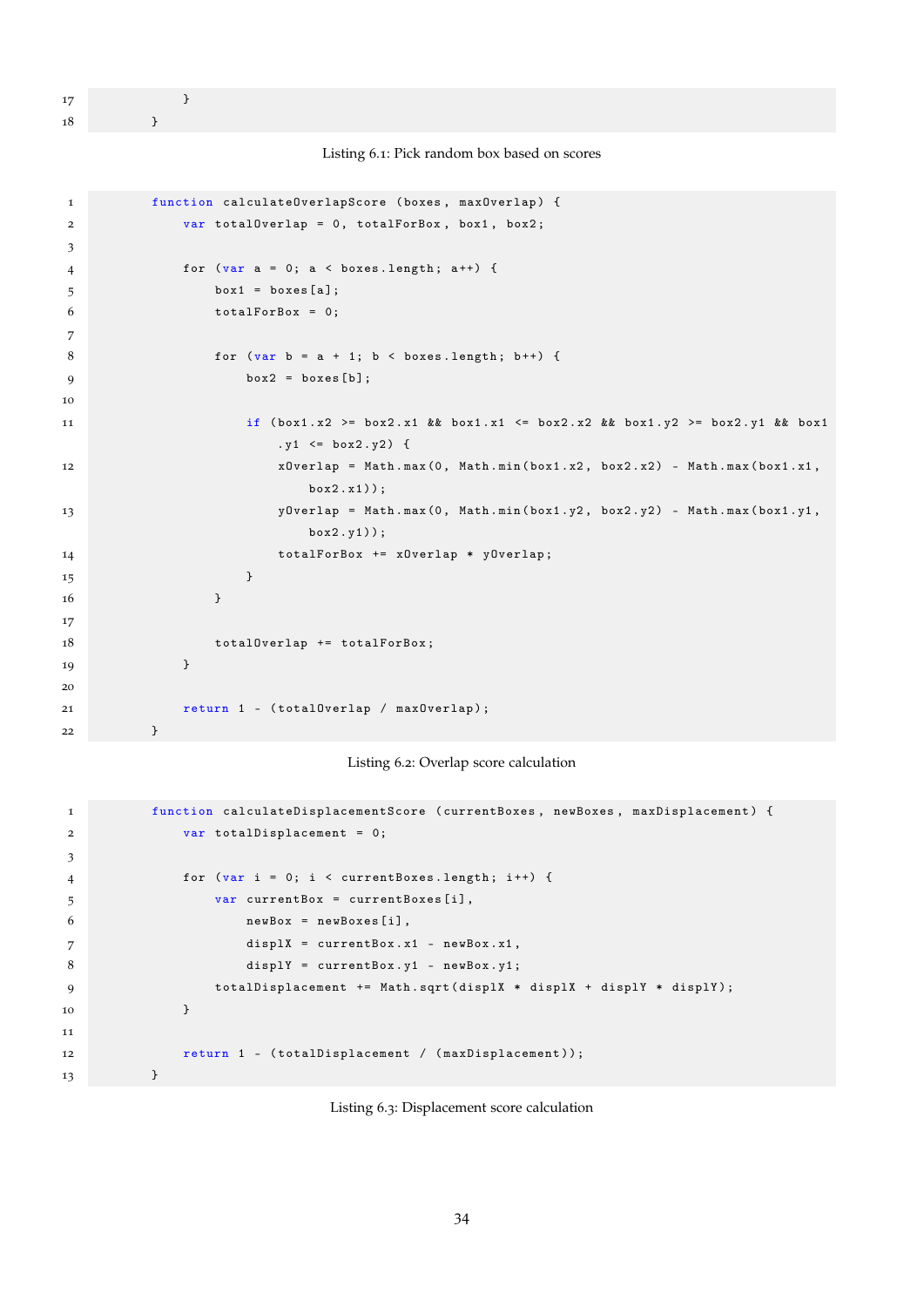```
        }
    }
```

Listing 6.1: Pick random box based on scores

```
    function calculateOverlapScore (boxes, maxOverlap) {
        var totalOverlap = 0, totalForBox, box1, box2;

        for (var a = 0; a < boxes.length; a++) {
            box1 = boxes[a];
            totalForBox = 0;

            for (var b = a + 1; b < boxes.length; b++) {
                box2 = boxes[b];

                if (box1.x2 >= box2.x1 && box1.x1 <= box2.x2 && box1.y2 >= box2.y1 && box1
                    .y1 <= box2.y2) {
                    xOverlap = Math.max(0, Math.min(box1.x2, box2.x2) - Math.max(box1.x1,
                        box2.x1));
                    yOverlap = Math.max(0, Math.min(box1.y2, box2.y2) - Math.max(box1.y1,
                        box2.y1));
                    totalForBox += xOverlap * yOverlap;
                }
            }

            totalOverlap += totalForBox;
        }

        return 1 - (totalOverlap / maxOverlap);
    }
```

Listing 6.2: Overlap score calculation

```
    function calculateDisplacementScore (currentBoxes, newBoxes, maxDisplacement) {
        var totalDisplacement = 0;

        for (var i = 0; i < currentBoxes.length; i++) {
            var currentBox = currentBoxes[i],
                newBox = newBoxes[i],
                displX = currentBox.x1 - newBox.x1,
                displY = currentBox.y1 - newBox.y1;
            totalDisplacement += Math.sqrt(displX * displX + displY * displY);
        }

        return 1 - (totalDisplacement / (maxDisplacement));
    }
```

Listing 6.3: Displacement score calculation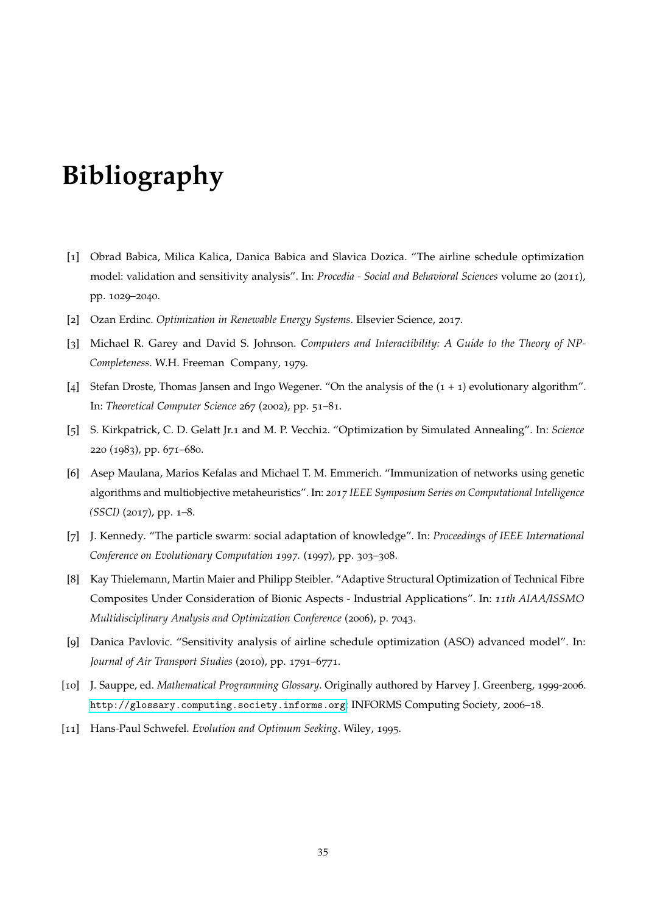# Bibliography

[1] Obrad Babica, Milica Kalica, Danica Babica and Slavica Dozica. "The airline schedule optimization model: validation and sensitivity analysis". In: *Procedia - Social and Behavioral Sciences* volume 20 (2011), pp. 1029–2040.

[2] Ozan Erdinc. *Optimization in Renewable Energy Systems*. Elsevier Science, 2017.

[3] Michael R. Garey and David S. Johnson. *Computers and Interactibility: A Guide to the Theory of NP-Completeness*. W.H. Freeman Company, 1979.

[4] Stefan Droste, Thomas Jansen and Ingo Wegener. "On the analysis of the (1 + 1) evolutionary algorithm". In: *Theoretical Computer Science* 267 (2002), pp. 51–81.

[5] S. Kirkpatrick, C. D. Gelatt Jr.1 and M. P. Vecchi2. "Optimization by Simulated Annealing". In: *Science* 220 (1983), pp. 671–680.

[6] Asep Maulana, Marios Kefalas and Michael T. M. Emmerich. "Immunization of networks using genetic algorithms and multiobjective metaheuristics". In: *2017 IEEE Symposium Series on Computational Intelligence (SSCI)* (2017), pp. 1–8.

[7] J. Kennedy. "The particle swarm: social adaptation of knowledge". In: *Proceedings of IEEE International Conference on Evolutionary Computation 1997*. (1997), pp. 303–308.

[8] Kay Thielemann, Martin Maier and Philipp Steibler. "Adaptive Structural Optimization of Technical Fibre Composites Under Consideration of Bionic Aspects - Industrial Applications". In: *11th AIAA/ISSMO Multidisciplinary Analysis and Optimization Conference* (2006), p. 7043.

[9] Danica Pavlovic. "Sensitivity analysis of airline schedule optimization (ASO) advanced model". In: *Journal of Air Transport Studies* (2010), pp. 1791–6771.

[10] J. Sauppe, ed. *Mathematical Programming Glossary*. Originally authored by Harvey J. Greenberg, 1999-2006. `http://glossary.computing.society.informs.org`. INFORMS Computing Society, 2006–18.

[11] Hans-Paul Schwefel. *Evolution and Optimum Seeking*. Wiley, 1995.